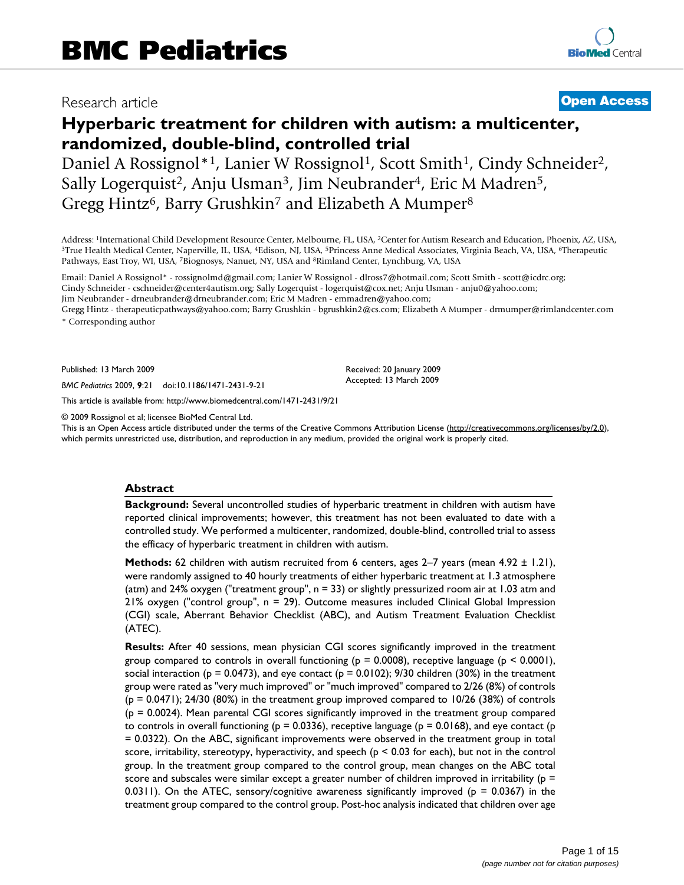# BMC Pediatrics

Research article

**Open Access**

# Hyperbaric treatment for children with autism: a multicenter, randomized, double-blind, controlled trial

Daniel A Rossignol*[1], Lanier W Rossignol[1], Scott Smith[1], Cindy Schneider[2], Sally Logerquist[2], Anju Usman[3], Jim Neubrander[4], Eric M Madren[5], Gregg Hintz[6], Barry Grushkin[7] and Elizabeth A Mumper[8]

Address: [1]International Child Development Resource Center, Melbourne, FL, USA, [2]Center for Autism Research and Education, Phoenix, AZ, USA, [3]True Health Medical Center, Naperville, IL, USA, [4]Edison, NJ, USA, [5]Princess Anne Medical Associates, Virginia Beach, VA, USA, [6]Therapeutic Pathways, East Troy, WI, USA, [7]Biognosys, Nanuet, NY, USA and [8]Rimland Center, Lynchburg, VA, USA

Email: Daniel A Rossignol* - rossignolmd@gmail.com; Lanier W Rossignol - dlross7@hotmail.com; Scott Smith - scott@icdrc.org; Cindy Schneider - cschneider@center4autism.org; Sally Logerquist - logerquist@cox.net; Anju Usman - anju0@yahoo.com; Jim Neubrander - drneubrander@drneubrander.com; Eric M Madren - emmadren@yahoo.com; Gregg Hintz - therapeuticpathways@yahoo.com; Barry Grushkin - bgrushkin2@cs.com; Elizabeth A Mumper - drmumper@rimlandcenter.com

\* Corresponding author

Published: 13 March 2009

*BMC Pediatrics* 2009, **9**:21 doi:10.1186/1471-2431-9-21

Received: 20 January 2009
Accepted: 13 March 2009

This article is available from: http://www.biomedcentral.com/1471-2431/9/21

© 2009 Rossignol et al; licensee BioMed Central Ltd.
This is an Open Access article distributed under the terms of the Creative Commons Attribution License (http://creativecommons.org/licenses/by/2.0), which permits unrestricted use, distribution, and reproduction in any medium, provided the original work is properly cited.

## Abstract

**Background:** Several uncontrolled studies of hyperbaric treatment in children with autism have reported clinical improvements; however, this treatment has not been evaluated to date with a controlled study. We performed a multicenter, randomized, double-blind, controlled trial to assess the efficacy of hyperbaric treatment in children with autism.

**Methods:** 62 children with autism recruited from 6 centers, ages 2–7 years (mean 4.92 ± 1.21), were randomly assigned to 40 hourly treatments of either hyperbaric treatment at 1.3 atmosphere (atm) and 24% oxygen ("treatment group", n = 33) or slightly pressurized room air at 1.03 atm and 21% oxygen ("control group", n = 29). Outcome measures included Clinical Global Impression (CGI) scale, Aberrant Behavior Checklist (ABC), and Autism Treatment Evaluation Checklist (ATEC).

**Results:** After 40 sessions, mean physician CGI scores significantly improved in the treatment group compared to controls in overall functioning ($p = 0.0008$), receptive language ($p < 0.0001$), social interaction ($p = 0.0473$), and eye contact ($p = 0.0102$); 9/30 children (30%) in the treatment group were rated as "very much improved" or "much improved" compared to 2/26 (8%) of controls ($p = 0.0471$); 24/30 (80%) in the treatment group improved compared to 10/26 (38%) of controls ($p = 0.0024$). Mean parental CGI scores significantly improved in the treatment group compared to controls in overall functioning ($p = 0.0336$), receptive language ($p = 0.0168$), and eye contact ($p = 0.0322$). On the ABC, significant improvements were observed in the treatment group in total score, irritability, stereotypy, hyperactivity, and speech ($p < 0.03$ for each), but not in the control group. In the treatment group compared to the control group, mean changes on the ABC total score and subscales were similar except a greater number of children improved in irritability ($p = 0.0311$). On the ATEC, sensory/cognitive awareness significantly improved ($p = 0.0367$) in the treatment group compared to the control group. Post-hoc analysis indicated that children over age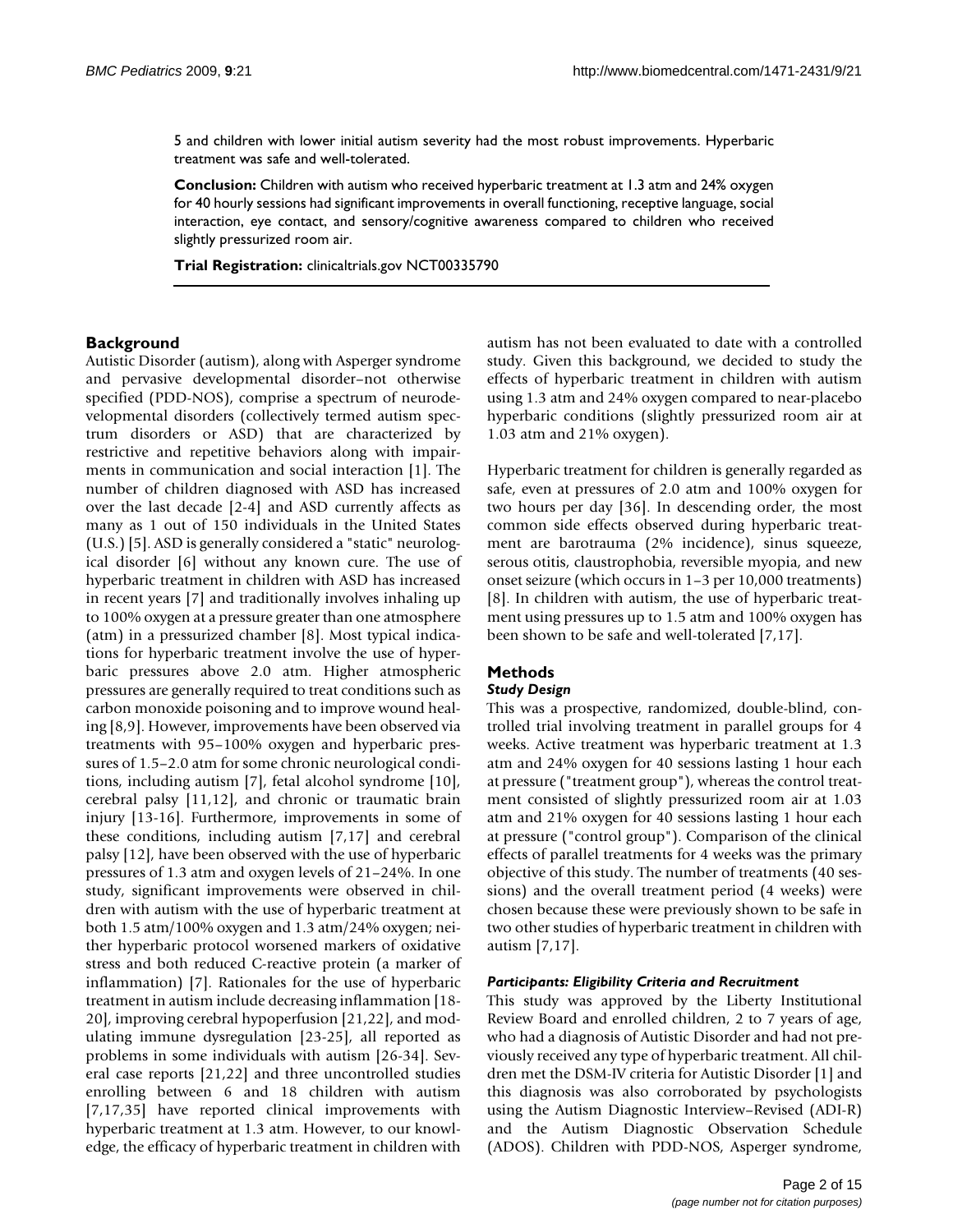5 and children with lower initial autism severity had the most robust improvements. Hyperbaric treatment was safe and well-tolerated.

**Conclusion:** Children with autism who received hyperbaric treatment at 1.3 atm and 24% oxygen for 40 hourly sessions had significant improvements in overall functioning, receptive language, social interaction, eye contact, and sensory/cognitive awareness compared to children who received slightly pressurized room air.

**Trial Registration:** clinicaltrials.gov NCT00335790

## Background

Autistic Disorder (autism), along with Asperger syndrome and pervasive developmental disorder–not otherwise specified (PDD-NOS), comprise a spectrum of neurodevelopmental disorders (collectively termed autism spectrum disorders or ASD) that are characterized by restrictive and repetitive behaviors along with impairments in communication and social interaction [1]. The number of children diagnosed with ASD has increased over the last decade [2-4] and ASD currently affects as many as 1 out of 150 individuals in the United States (U.S.) [5]. ASD is generally considered a "static" neurological disorder [6] without any known cure. The use of hyperbaric treatment in children with ASD has increased in recent years [7] and traditionally involves inhaling up to 100% oxygen at a pressure greater than one atmosphere (atm) in a pressurized chamber [8]. Most typical indications for hyperbaric treatment involve the use of hyperbaric pressures above 2.0 atm. Higher atmospheric pressures are generally required to treat conditions such as carbon monoxide poisoning and to improve wound healing [8,9]. However, improvements have been observed via treatments with 95–100% oxygen and hyperbaric pressures of 1.5–2.0 atm for some chronic neurological conditions, including autism [7], fetal alcohol syndrome [10], cerebral palsy [11,12], and chronic or traumatic brain injury [13-16]. Furthermore, improvements in some of these conditions, including autism [7,17] and cerebral palsy [12], have been observed with the use of hyperbaric pressures of 1.3 atm and oxygen levels of 21–24%. In one study, significant improvements were observed in children with autism with the use of hyperbaric treatment at both 1.5 atm/100% oxygen and 1.3 atm/24% oxygen; neither hyperbaric protocol worsened markers of oxidative stress and both reduced C-reactive protein (a marker of inflammation) [7]. Rationales for the use of hyperbaric treatment in autism include decreasing inflammation [18-20], improving cerebral hypoperfusion [21,22], and modulating immune dysregulation [23-25], all reported as problems in some individuals with autism [26-34]. Several case reports [21,22] and three uncontrolled studies enrolling between 6 and 18 children with autism [7,17,35] have reported clinical improvements with hyperbaric treatment at 1.3 atm. However, to our knowledge, the efficacy of hyperbaric treatment in children with autism has not been evaluated to date with a controlled study. Given this background, we decided to study the effects of hyperbaric treatment in children with autism using 1.3 atm and 24% oxygen compared to near-placebo hyperbaric conditions (slightly pressurized room air at 1.03 atm and 21% oxygen).

Hyperbaric treatment for children is generally regarded as safe, even at pressures of 2.0 atm and 100% oxygen for two hours per day [36]. In descending order, the most common side effects observed during hyperbaric treatment are barotrauma (2% incidence), sinus squeeze, serous otitis, claustrophobia, reversible myopia, and new onset seizure (which occurs in 1–3 per 10,000 treatments) [8]. In children with autism, the use of hyperbaric treatment using pressures up to 1.5 atm and 100% oxygen has been shown to be safe and well-tolerated [7,17].

## Methods

### *Study Design*

This was a prospective, randomized, double-blind, controlled trial involving treatment in parallel groups for 4 weeks. Active treatment was hyperbaric treatment at 1.3 atm and 24% oxygen for 40 sessions lasting 1 hour each at pressure ("treatment group"), whereas the control treatment consisted of slightly pressurized room air at 1.03 atm and 21% oxygen for 40 sessions lasting 1 hour each at pressure ("control group"). Comparison of the clinical effects of parallel treatments for 4 weeks was the primary objective of this study. The number of treatments (40 sessions) and the overall treatment period (4 weeks) were chosen because these were previously shown to be safe in two other studies of hyperbaric treatment in children with autism [7,17].

### *Participants: Eligibility Criteria and Recruitment*

This study was approved by the Liberty Institutional Review Board and enrolled children, 2 to 7 years of age, who had a diagnosis of Autistic Disorder and had not previously received any type of hyperbaric treatment. All children met the DSM-IV criteria for Autistic Disorder [1] and this diagnosis was also corroborated by psychologists using the Autism Diagnostic Interview–Revised (ADI-R) and the Autism Diagnostic Observation Schedule (ADOS). Children with PDD-NOS, Asperger syndrome,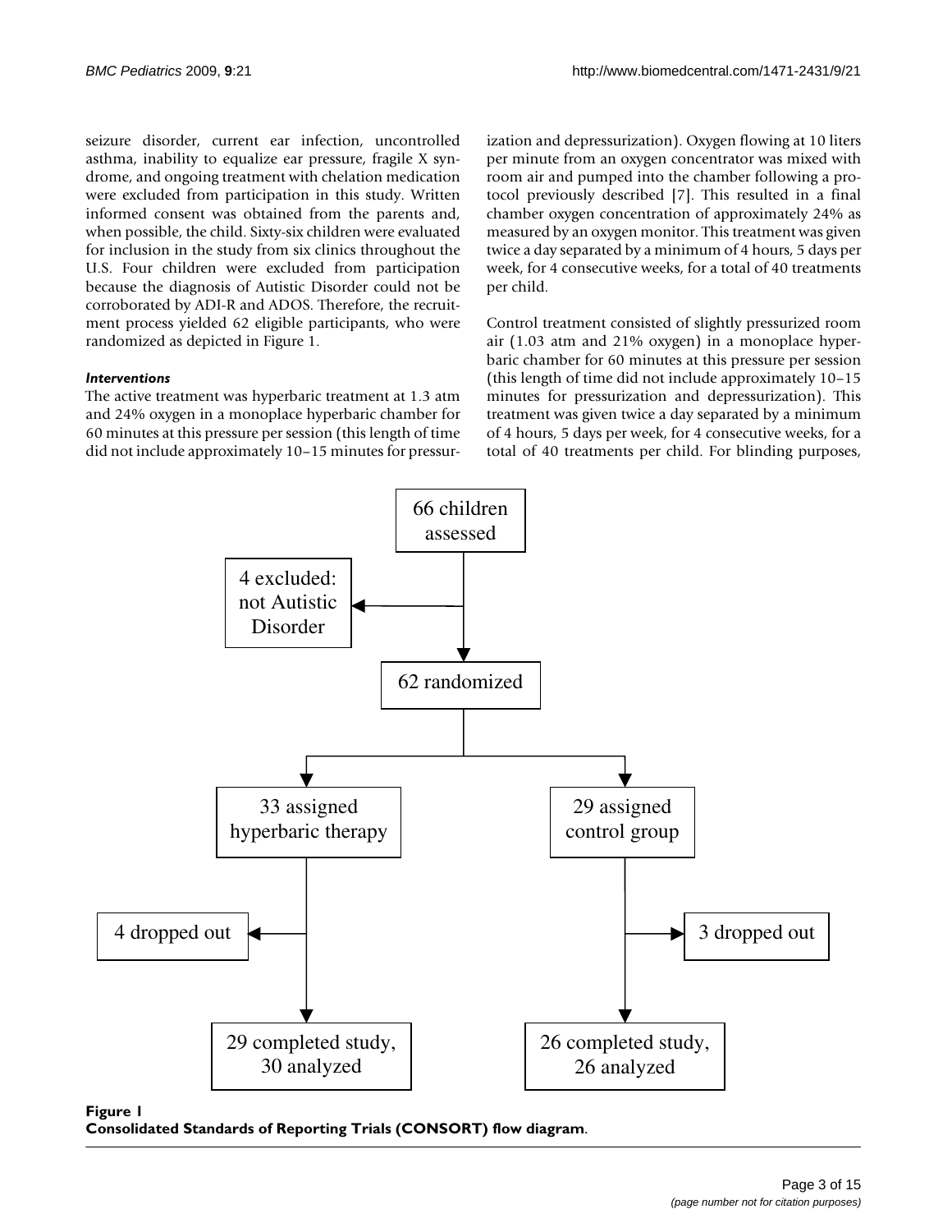seizure disorder, current ear infection, uncontrolled asthma, inability to equalize ear pressure, fragile X syndrome, and ongoing treatment with chelation medication were excluded from participation in this study. Written informed consent was obtained from the parents and, when possible, the child. Sixty-six children were evaluated for inclusion in the study from six clinics throughout the U.S. Four children were excluded from participation because the diagnosis of Autistic Disorder could not be corroborated by ADI-R and ADOS. Therefore, the recruitment process yielded 62 eligible participants, who were randomized as depicted in Figure 1.

### *Interventions*

The active treatment was hyperbaric treatment at 1.3 atm and 24% oxygen in a monoplace hyperbaric chamber for 60 minutes at this pressure per session (this length of time did not include approximately 10–15 minutes for pressurization and depressurization). Oxygen flowing at 10 liters per minute from an oxygen concentrator was mixed with room air and pumped into the chamber following a protocol previously described [7]. This resulted in a final chamber oxygen concentration of approximately 24% as measured by an oxygen monitor. This treatment was given twice a day separated by a minimum of 4 hours, 5 days per week, for 4 consecutive weeks, for a total of 40 treatments per child.

Control treatment consisted of slightly pressurized room air (1.03 atm and 21% oxygen) in a monoplace hyperbaric chamber for 60 minutes at this pressure per session (this length of time did not include approximately 10–15 minutes for pressurization and depressurization). This treatment was given twice a day separated by a minimum of 4 hours, 5 days per week, for 4 consecutive weeks, for a total of 40 treatments per child. For blinding purposes,

66 children assessed

4 excluded: not Autistic Disorder

62 randomized

33 assigned hyperbaric therapy

29 assigned control group

4 dropped out

3 dropped out

29 completed study, 30 analyzed

26 completed study, 26 analyzed

**Figure 1**
**Consolidated Standards of Reporting Trials (CONSORT) flow diagram**.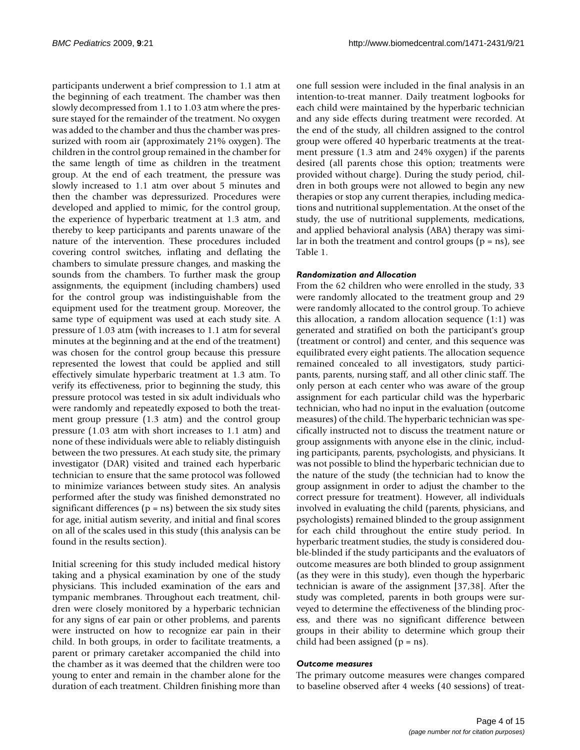participants underwent a brief compression to 1.1 atm at the beginning of each treatment. The chamber was then slowly decompressed from 1.1 to 1.03 atm where the pressure stayed for the remainder of the treatment. No oxygen was added to the chamber and thus the chamber was pressurized with room air (approximately 21% oxygen). The children in the control group remained in the chamber for the same length of time as children in the treatment group. At the end of each treatment, the pressure was slowly increased to 1.1 atm over about 5 minutes and then the chamber was depressurized. Procedures were developed and applied to mimic, for the control group, the experience of hyperbaric treatment at 1.3 atm, and thereby to keep participants and parents unaware of the nature of the intervention. These procedures included covering control switches, inflating and deflating the chambers to simulate pressure changes, and masking the sounds from the chambers. To further mask the group assignments, the equipment (including chambers) used for the control group was indistinguishable from the equipment used for the treatment group. Moreover, the same type of equipment was used at each study site. A pressure of 1.03 atm (with increases to 1.1 atm for several minutes at the beginning and at the end of the treatment) was chosen for the control group because this pressure represented the lowest that could be applied and still effectively simulate hyperbaric treatment at 1.3 atm. To verify its effectiveness, prior to beginning the study, this pressure protocol was tested in six adult individuals who were randomly and repeatedly exposed to both the treatment group pressure (1.3 atm) and the control group pressure (1.03 atm with short increases to 1.1 atm) and none of these individuals were able to reliably distinguish between the two pressures. At each study site, the primary investigator (DAR) visited and trained each hyperbaric technician to ensure that the same protocol was followed to minimize variances between study sites. An analysis performed after the study was finished demonstrated no significant differences ($p$ = ns) between the six study sites for age, initial autism severity, and initial and final scores on all of the scales used in this study (this analysis can be found in the results section).

Initial screening for this study included medical history taking and a physical examination by one of the study physicians. This included examination of the ears and tympanic membranes. Throughout each treatment, children were closely monitored by a hyperbaric technician for any signs of ear pain or other problems, and parents were instructed on how to recognize ear pain in their child. In both groups, in order to facilitate treatments, a parent or primary caretaker accompanied the child into the chamber as it was deemed that the children were too young to enter and remain in the chamber alone for the duration of each treatment. Children finishing more than one full session were included in the final analysis in an intention-to-treat manner. Daily treatment logbooks for each child were maintained by the hyperbaric technician and any side effects during treatment were recorded. At the end of the study, all children assigned to the control group were offered 40 hyperbaric treatments at the treatment pressure (1.3 atm and 24% oxygen) if the parents desired (all parents chose this option; treatments were provided without charge). During the study period, children in both groups were not allowed to begin any new therapies or stop any current therapies, including medications and nutritional supplementation. At the onset of the study, the use of nutritional supplements, medications, and applied behavioral analysis (ABA) therapy was similar in both the treatment and control groups ($p$ = ns), see Table 1.

### *Randomization and Allocation*

From the 62 children who were enrolled in the study, 33 were randomly allocated to the treatment group and 29 were randomly allocated to the control group. To achieve this allocation, a random allocation sequence (1:1) was generated and stratified on both the participant's group (treatment or control) and center, and this sequence was equilibrated every eight patients. The allocation sequence remained concealed to all investigators, study participants, parents, nursing staff, and all other clinic staff. The only person at each center who was aware of the group assignment for each particular child was the hyperbaric technician, who had no input in the evaluation (outcome measures) of the child. The hyperbaric technician was specifically instructed not to discuss the treatment nature or group assignments with anyone else in the clinic, including participants, parents, psychologists, and physicians. It was not possible to blind the hyperbaric technician due to the nature of the study (the technician had to know the group assignment in order to adjust the chamber to the correct pressure for treatment). However, all individuals involved in evaluating the child (parents, physicians, and psychologists) remained blinded to the group assignment for each child throughout the entire study period. In hyperbaric treatment studies, the study is considered double-blinded if the study participants and the evaluators of outcome measures are both blinded to group assignment (as they were in this study), even though the hyperbaric technician is aware of the assignment [37,38]. After the study was completed, parents in both groups were surveyed to determine the effectiveness of the blinding process, and there was no significant difference between groups in their ability to determine which group their child had been assigned ($p$ = ns).

### *Outcome measures*

The primary outcome measures were changes compared to baseline observed after 4 weeks (40 sessions) of treat-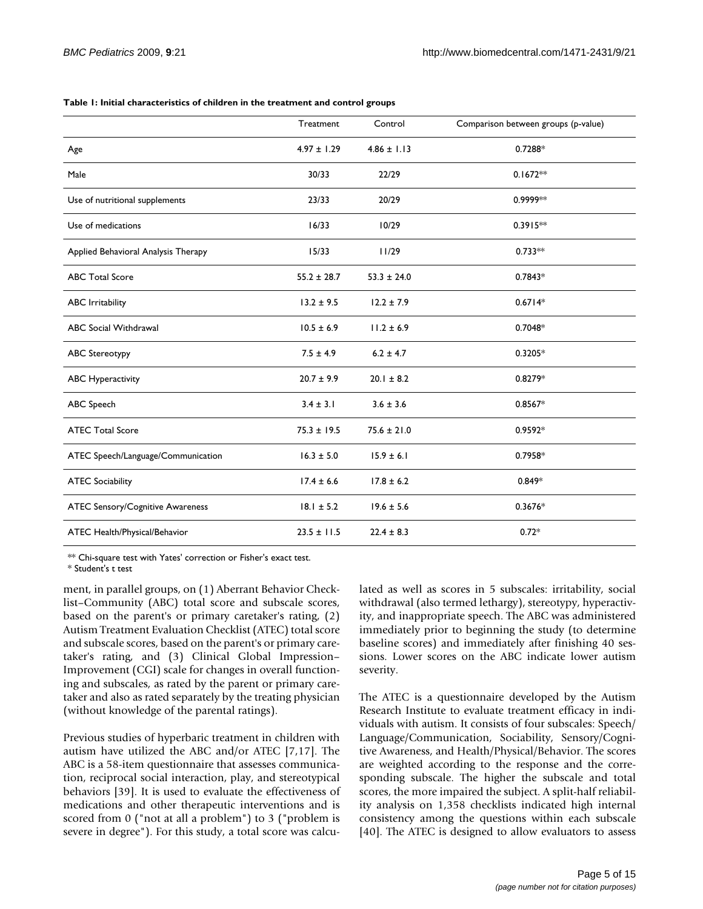**Table 1: Initial characteristics of children in the treatment and control groups**

| | Treatment | Control | Comparison between groups (p-value) |
|---|---|---|---|
| Age | 4.97 ± 1.29 | 4.86 ± 1.13 | 0.7288* |
| Male | 30/33 | 22/29 | 0.1672** |
| Use of nutritional supplements | 23/33 | 20/29 | 0.9999** |
| Use of medications | 16/33 | 10/29 | 0.3915** |
| Applied Behavioral Analysis Therapy | 15/33 | 11/29 | 0.733** |
| ABC Total Score | 55.2 ± 28.7 | 53.3 ± 24.0 | 0.7843* |
| ABC Irritability | 13.2 ± 9.5 | 12.2 ± 7.9 | 0.6714* |
| ABC Social Withdrawal | 10.5 ± 6.9 | 11.2 ± 6.9 | 0.7048* |
| ABC Stereotypy | 7.5 ± 4.9 | 6.2 ± 4.7 | 0.3205* |
| ABC Hyperactivity | 20.7 ± 9.9 | 20.1 ± 8.2 | 0.8279* |
| ABC Speech | 3.4 ± 3.1 | 3.6 ± 3.6 | 0.8567* |
| ATEC Total Score | 75.3 ± 19.5 | 75.6 ± 21.0 | 0.9592* |
| ATEC Speech/Language/Communication | 16.3 ± 5.0 | 15.9 ± 6.1 | 0.7958* |
| ATEC Sociability | 17.4 ± 6.6 | 17.8 ± 6.2 | 0.849* |
| ATEC Sensory/Cognitive Awareness | 18.1 ± 5.2 | 19.6 ± 5.6 | 0.3676* |
| ATEC Health/Physical/Behavior | 23.5 ± 11.5 | 22.4 ± 8.3 | 0.72* |

** Chi-square test with Yates' correction or Fisher's exact test.
* Student's t test

ment, in parallel groups, on (1) Aberrant Behavior Checklist–Community (ABC) total score and subscale scores, based on the parent's or primary caretaker's rating, (2) Autism Treatment Evaluation Checklist (ATEC) total score and subscale scores, based on the parent's or primary caretaker's rating, and (3) Clinical Global Impression–Improvement (CGI) scale for changes in overall functioning and subscales, as rated by the parent or primary caretaker and also as rated separately by the treating physician (without knowledge of the parental ratings).

Previous studies of hyperbaric treatment in children with autism have utilized the ABC and/or ATEC [7,17]. The ABC is a 58-item questionnaire that assesses communication, reciprocal social interaction, play, and stereotypical behaviors [39]. It is used to evaluate the effectiveness of medications and other therapeutic interventions and is scored from 0 ("not at all a problem") to 3 ("problem is severe in degree"). For this study, a total score was calculated as well as scores in 5 subscales: irritability, social withdrawal (also termed lethargy), stereotypy, hyperactivity, and inappropriate speech. The ABC was administered immediately prior to beginning the study (to determine baseline scores) and immediately after finishing 40 sessions. Lower scores on the ABC indicate lower autism severity.

The ATEC is a questionnaire developed by the Autism Research Institute to evaluate treatment efficacy in individuals with autism. It consists of four subscales: Speech/Language/Communication, Sociability, Sensory/Cognitive Awareness, and Health/Physical/Behavior. The scores are weighted according to the response and the corresponding subscale. The higher the subscale and total scores, the more impaired the subject. A split-half reliability analysis on 1,358 checklists indicated high internal consistency among the questions within each subscale [40]. The ATEC is designed to allow evaluators to assess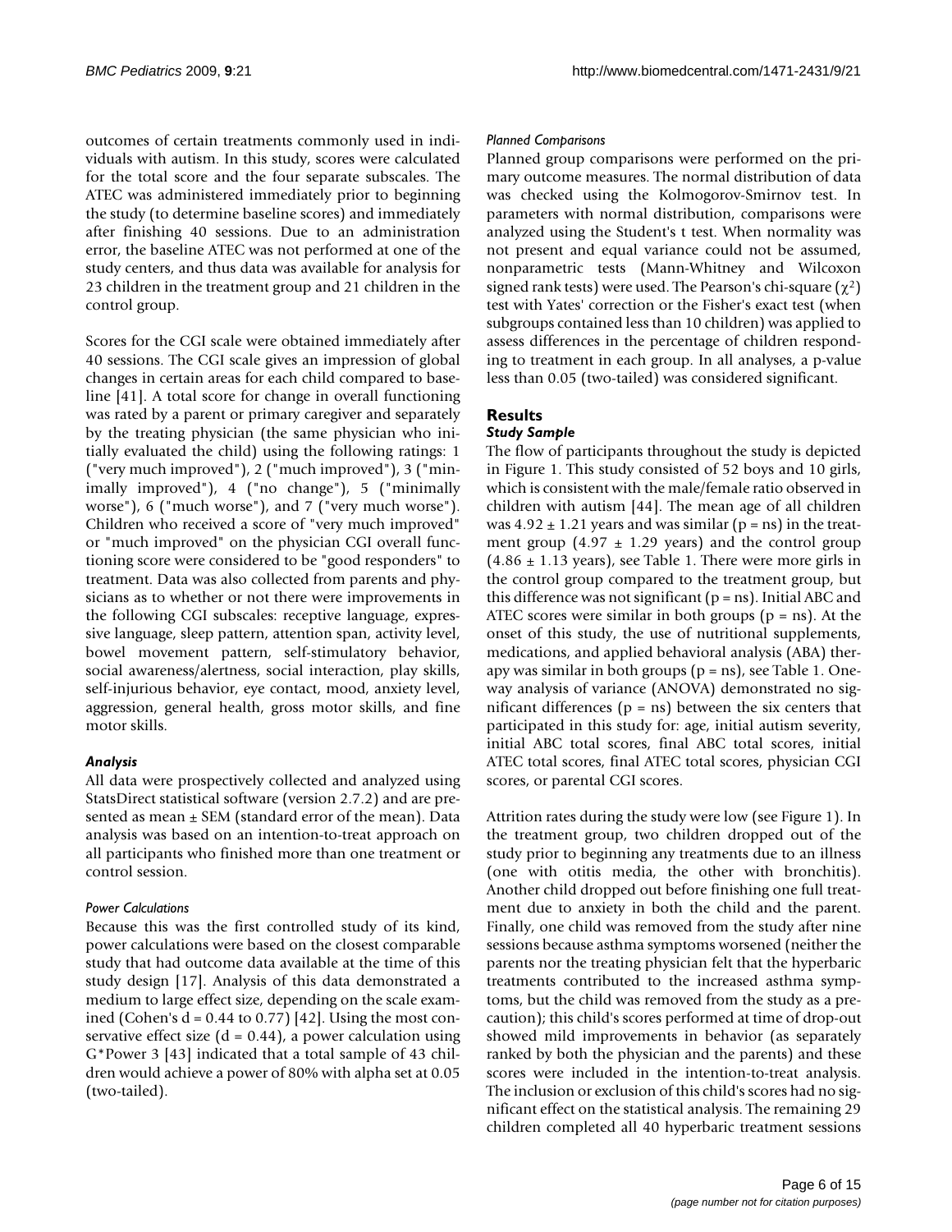outcomes of certain treatments commonly used in individuals with autism. In this study, scores were calculated for the total score and the four separate subscales. The ATEC was administered immediately prior to beginning the study (to determine baseline scores) and immediately after finishing 40 sessions. Due to an administration error, the baseline ATEC was not performed at one of the study centers, and thus data was available for analysis for 23 children in the treatment group and 21 children in the control group.

Scores for the CGI scale were obtained immediately after 40 sessions. The CGI scale gives an impression of global changes in certain areas for each child compared to baseline [41]. A total score for change in overall functioning was rated by a parent or primary caregiver and separately by the treating physician (the same physician who initially evaluated the child) using the following ratings: 1 ("very much improved"), 2 ("much improved"), 3 ("minimally improved"), 4 ("no change"), 5 ("minimally worse"), 6 ("much worse"), and 7 ("very much worse"). Children who received a score of "very much improved" or "much improved" on the physician CGI overall functioning score were considered to be "good responders" to treatment. Data was also collected from parents and physicians as to whether or not there were improvements in the following CGI subscales: receptive language, expressive language, sleep pattern, attention span, activity level, bowel movement pattern, self-stimulatory behavior, social awareness/alertness, social interaction, play skills, self-injurious behavior, eye contact, mood, anxiety level, aggression, general health, gross motor skills, and fine motor skills.

### *Analysis*

All data were prospectively collected and analyzed using StatsDirect statistical software (version 2.7.2) and are presented as mean ± SEM (standard error of the mean). Data analysis was based on an intention-to-treat approach on all participants who finished more than one treatment or control session.

#### *Power Calculations*

Because this was the first controlled study of its kind, power calculations were based on the closest comparable study that had outcome data available at the time of this study design [17]. Analysis of this data demonstrated a medium to large effect size, depending on the scale examined (Cohen's $d = 0.44$ to $0.77$) [42]. Using the most conservative effect size ($d = 0.44$), a power calculation using G*Power 3 [43] indicated that a total sample of 43 children would achieve a power of 80% with alpha set at 0.05 (two-tailed).

#### *Planned Comparisons*

Planned group comparisons were performed on the primary outcome measures. The normal distribution of data was checked using the Kolmogorov-Smirnov test. In parameters with normal distribution, comparisons were analyzed using the Student's t test. When normality was not present and equal variance could not be assumed, nonparametric tests (Mann-Whitney and Wilcoxon signed rank tests) were used. The Pearson's chi-square ($\chi^2$) test with Yates' correction or the Fisher's exact test (when subgroups contained less than 10 children) was applied to assess differences in the percentage of children responding to treatment in each group. In all analyses, a p-value less than 0.05 (two-tailed) was considered significant.

## Results

### *Study Sample*

The flow of participants throughout the study is depicted in Figure 1. This study consisted of 52 boys and 10 girls, which is consistent with the male/female ratio observed in children with autism [44]. The mean age of all children was $4.92 \pm 1.21$ years and was similar (p = ns) in the treatment group ($4.97 \pm 1.29$ years) and the control group ($4.86 \pm 1.13$ years), see Table 1. There were more girls in the control group compared to the treatment group, but this difference was not significant (p = ns). Initial ABC and ATEC scores were similar in both groups (p = ns). At the onset of this study, the use of nutritional supplements, medications, and applied behavioral analysis (ABA) therapy was similar in both groups (p = ns), see Table 1. One-way analysis of variance (ANOVA) demonstrated no significant differences (p = ns) between the six centers that participated in this study for: age, initial autism severity, initial ABC total scores, final ABC total scores, initial ATEC total scores, final ATEC total scores, physician CGI scores, or parental CGI scores.

Attrition rates during the study were low (see Figure 1). In the treatment group, two children dropped out of the study prior to beginning any treatments due to an illness (one with otitis media, the other with bronchitis). Another child dropped out before finishing one full treatment due to anxiety in both the child and the parent. Finally, one child was removed from the study after nine sessions because asthma symptoms worsened (neither the parents nor the treating physician felt that the hyperbaric treatments contributed to the increased asthma symptoms, but the child was removed from the study as a precaution); this child's scores performed at time of drop-out showed mild improvements in behavior (as separately ranked by both the physician and the parents) and these scores were included in the intention-to-treat analysis. The inclusion or exclusion of this child's scores had no significant effect on the statistical analysis. The remaining 29 children completed all 40 hyperbaric treatment sessions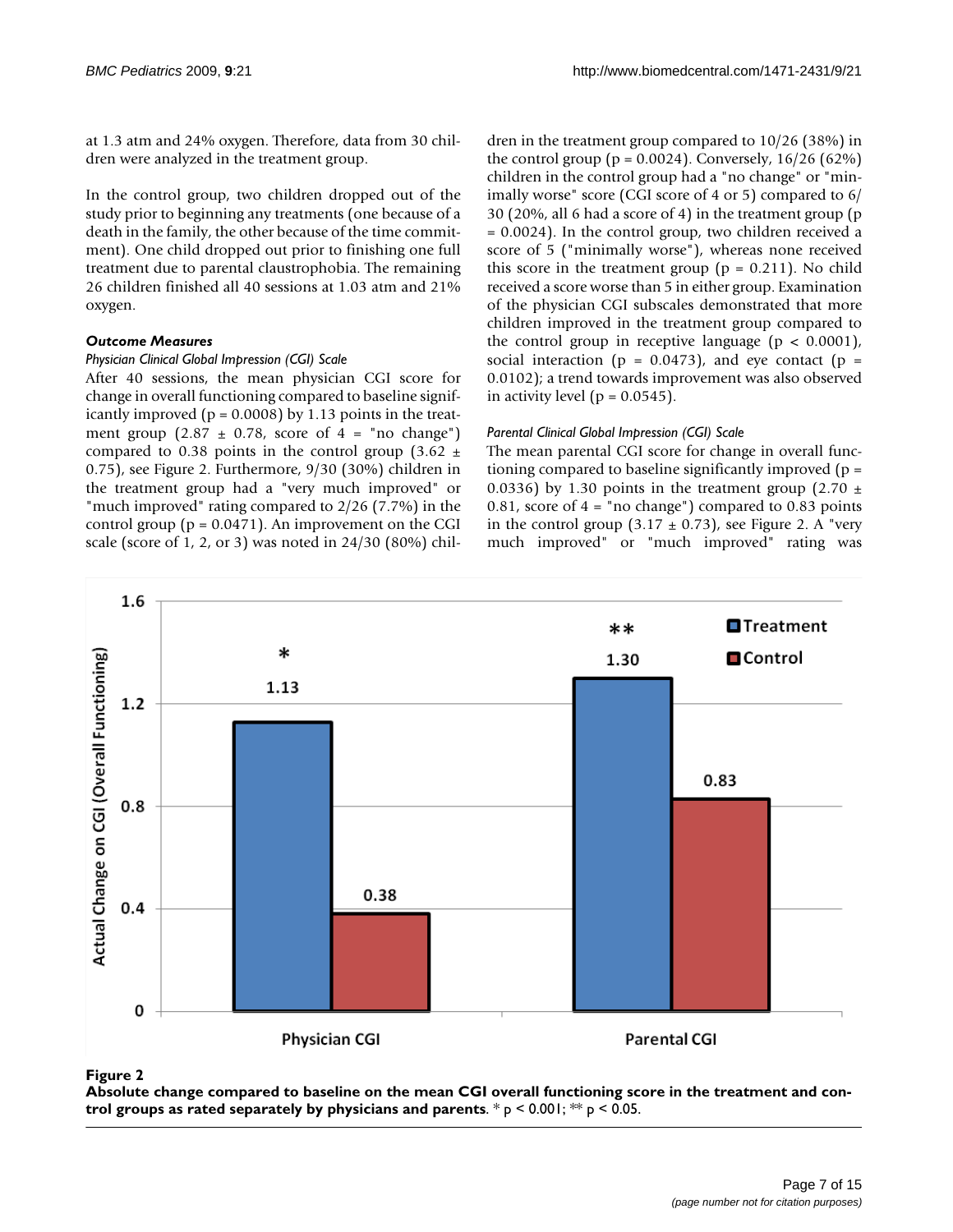at 1.3 atm and 24% oxygen. Therefore, data from 30 children were analyzed in the treatment group.

In the control group, two children dropped out of the study prior to beginning any treatments (one because of a death in the family, the other because of the time commitment). One child dropped out prior to finishing one full treatment due to parental claustrophobia. The remaining 26 children finished all 40 sessions at 1.03 atm and 21% oxygen.

### *Outcome Measures*

#### *Physician Clinical Global Impression (CGI) Scale*

After 40 sessions, the mean physician CGI score for change in overall functioning compared to baseline significantly improved ($p = 0.0008$) by 1.13 points in the treatment group (2.87 ± 0.78, score of 4 = "no change") compared to 0.38 points in the control group (3.62 ± 0.75), see Figure 2. Furthermore, 9/30 (30%) children in the treatment group had a "very much improved" or "much improved" rating compared to 2/26 (7.7%) in the control group ($p = 0.0471$). An improvement on the CGI scale (score of 1, 2, or 3) was noted in 24/30 (80%) children in the treatment group compared to 10/26 (38%) in the control group ($p = 0.0024$). Conversely, 16/26 (62%) children in the control group had a "no change" or "minimally worse" score (CGI score of 4 or 5) compared to 6/30 (20%, all 6 had a score of 4) in the treatment group ($p = 0.0024$). In the control group, two children received a score of 5 ("minimally worse"), whereas none received this score in the treatment group ($p = 0.211$). No child received a score worse than 5 in either group. Examination of the physician CGI subscales demonstrated that more children improved in the treatment group compared to the control group in receptive language ($p < 0.0001$), social interaction ($p = 0.0473$), and eye contact ($p = 0.0102$); a trend towards improvement was also observed in activity level ($p = 0.0545$).

#### *Parental Clinical Global Impression (CGI) Scale*

The mean parental CGI score for change in overall functioning compared to baseline significantly improved ($p = 0.0336$) by 1.30 points in the treatment group (2.70 ± 0.81, score of 4 = "no change") compared to 0.83 points in the control group (3.17 ± 0.73), see Figure 2. A "very much improved" or "much improved" rating was

**Figure 2**

**Absolute change compared to baseline on the mean CGI overall functioning score in the treatment and control groups as rated separately by physicians and parents**. * $p < 0.001$; ** $p < 0.05$.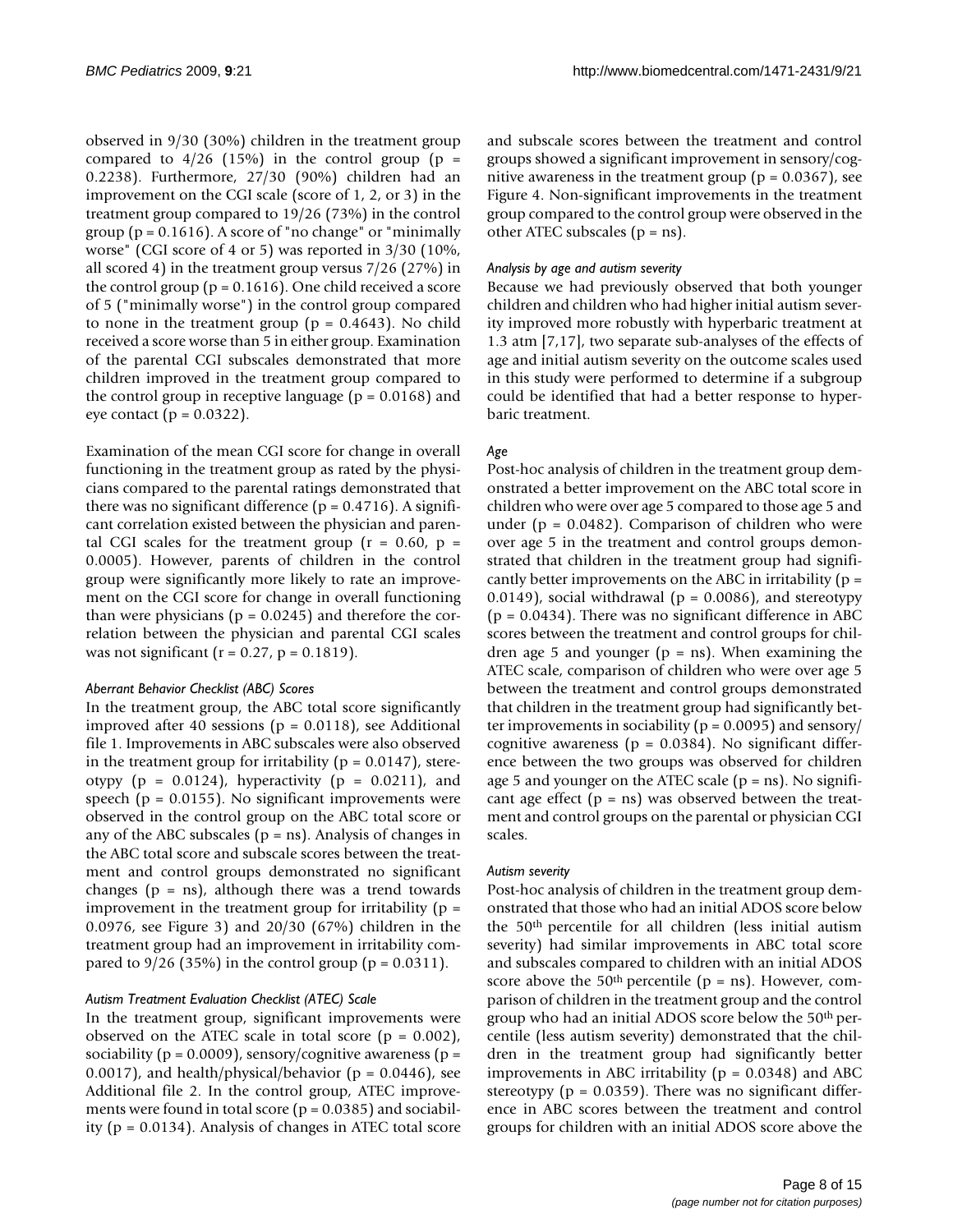observed in 9/30 (30%) children in the treatment group compared to 4/26 (15%) in the control group ($p = 0.2238$). Furthermore, 27/30 (90%) children had an improvement on the CGI scale (score of 1, 2, or 3) in the treatment group compared to 19/26 (73%) in the control group ($p = 0.1616$). A score of "no change" or "minimally worse" (CGI score of 4 or 5) was reported in 3/30 (10%, all scored 4) in the treatment group versus 7/26 (27%) in the control group ($p = 0.1616$). One child received a score of 5 ("minimally worse") in the control group compared to none in the treatment group ($p = 0.4643$). No child received a score worse than 5 in either group. Examination of the parental CGI subscales demonstrated that more children improved in the treatment group compared to the control group in receptive language ($p = 0.0168$) and eye contact ($p = 0.0322$).

Examination of the mean CGI score for change in overall functioning in the treatment group as rated by the physicians compared to the parental ratings demonstrated that there was no significant difference ($p = 0.4716$). A significant correlation existed between the physician and parental CGI scales for the treatment group ($r = 0.60$, $p = 0.0005$). However, parents of children in the control group were significantly more likely to rate an improvement on the CGI score for change in overall functioning than were physicians ($p = 0.0245$) and therefore the correlation between the physician and parental CGI scales was not significant ($r = 0.27$, $p = 0.1819$).

#### *Aberrant Behavior Checklist (ABC) Scores*

In the treatment group, the ABC total score significantly improved after 40 sessions ($p = 0.0118$), see Additional file 1. Improvements in ABC subscales were also observed in the treatment group for irritability ($p = 0.0147$), stereotypy ($p = 0.0124$), hyperactivity ($p = 0.0211$), and speech ($p = 0.0155$). No significant improvements were observed in the control group on the ABC total score or any of the ABC subscales ($p$ = ns). Analysis of changes in the ABC total score and subscale scores between the treatment and control groups demonstrated no significant changes ($p$ = ns), although there was a trend towards improvement in the treatment group for irritability ($p = 0.0976$, see Figure 3) and 20/30 (67%) children in the treatment group had an improvement in irritability compared to 9/26 (35%) in the control group ($p = 0.0311$).

#### *Autism Treatment Evaluation Checklist (ATEC) Scale*

In the treatment group, significant improvements were observed on the ATEC scale in total score ($p = 0.002$), sociability ($p = 0.0009$), sensory/cognitive awareness ($p = 0.0017$), and health/physical/behavior ($p = 0.0446$), see Additional file 2. In the control group, ATEC improvements were found in total score ($p = 0.0385$) and sociability ($p = 0.0134$). Analysis of changes in ATEC total score and subscale scores between the treatment and control groups showed a significant improvement in sensory/cognitive awareness in the treatment group ($p = 0.0367$), see Figure 4. Non-significant improvements in the treatment group compared to the control group were observed in the other ATEC subscales ($p$ = ns).

### *Analysis by age and autism severity*

Because we had previously observed that both younger children and children who had higher initial autism severity improved more robustly with hyperbaric treatment at 1.3 atm [7,17], two separate sub-analyses of the effects of age and initial autism severity on the outcome scales used in this study were performed to determine if a subgroup could be identified that had a better response to hyperbaric treatment.

#### *Age*

Post-hoc analysis of children in the treatment group demonstrated a better improvement on the ABC total score in children who were over age 5 compared to those age 5 and under ($p = 0.0482$). Comparison of children who were over age 5 in the treatment and control groups demonstrated that children in the treatment group had significantly better improvements on the ABC in irritability ($p = 0.0149$), social withdrawal ($p = 0.0086$), and stereotypy ($p = 0.0434$). There was no significant difference in ABC scores between the treatment and control groups for children age 5 and younger ($p$ = ns). When examining the ATEC scale, comparison of children who were over age 5 between the treatment and control groups demonstrated that children in the treatment group had significantly better improvements in sociability ($p = 0.0095$) and sensory/cognitive awareness ($p = 0.0384$). No significant difference between the two groups was observed for children age 5 and younger on the ATEC scale ($p$ = ns). No significant age effect ($p$ = ns) was observed between the treatment and control groups on the parental or physician CGI scales.

#### *Autism severity*

Post-hoc analysis of children in the treatment group demonstrated that those who had an initial ADOS score below the 50$^{th}$ percentile for all children (less initial autism severity) had similar improvements in ABC total score and subscales compared to children with an initial ADOS score above the 50$^{th}$ percentile ($p$ = ns). However, comparison of children in the treatment group and the control group who had an initial ADOS score below the 50$^{th}$ percentile (less autism severity) demonstrated that the children in the treatment group had significantly better improvements in ABC irritability ($p = 0.0348$) and ABC stereotypy ($p = 0.0359$). There was no significant difference in ABC scores between the treatment and control groups for children with an initial ADOS score above the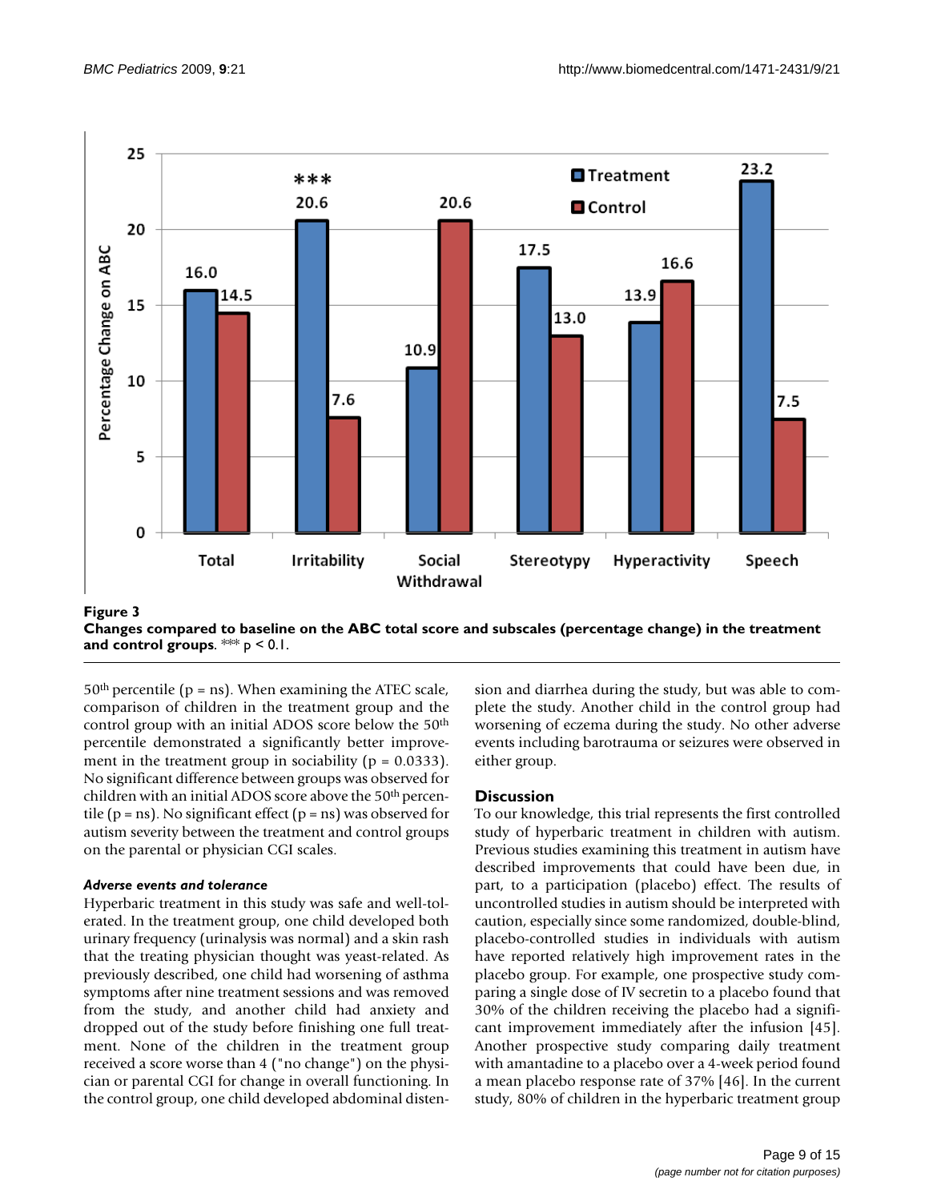**Figure 3**

**Changes compared to baseline on the ABC total score and subscales (percentage change) in the treatment and control groups**. *** $p < 0.1$.

50th percentile (p = ns). When examining the ATEC scale, comparison of children in the treatment group and the control group with an initial ADOS score below the 50th percentile demonstrated a significantly better improvement in the treatment group in sociability ($p = 0.0333$). No significant difference between groups was observed for children with an initial ADOS score above the 50th percentile (p = ns). No significant effect (p = ns) was observed for autism severity between the treatment and control groups on the parental or physician CGI scales.

### *Adverse events and tolerance*

Hyperbaric treatment in this study was safe and well-tolerated. In the treatment group, one child developed both urinary frequency (urinalysis was normal) and a skin rash that the treating physician thought was yeast-related. As previously described, one child had worsening of asthma symptoms after nine treatment sessions and was removed from the study, and another child had anxiety and dropped out of the study before finishing one full treatment. None of the children in the treatment group received a score worse than 4 ("no change") on the physician or parental CGI for change in overall functioning. In the control group, one child developed abdominal distension and diarrhea during the study, but was able to complete the study. Another child in the control group had worsening of eczema during the study. No other adverse events including barotrauma or seizures were observed in either group.

## Discussion

To our knowledge, this trial represents the first controlled study of hyperbaric treatment in children with autism. Previous studies examining this treatment in autism have described improvements that could have been due, in part, to a participation (placebo) effect. The results of uncontrolled studies in autism should be interpreted with caution, especially since some randomized, double-blind, placebo-controlled studies in individuals with autism have reported relatively high improvement rates in the placebo group. For example, one prospective study comparing a single dose of IV secretin to a placebo found that 30% of the children receiving the placebo had a significant improvement immediately after the infusion [45]. Another prospective study comparing daily treatment with amantadine to a placebo over a 4-week period found a mean placebo response rate of 37% [46]. In the current study, 80% of children in the hyperbaric treatment group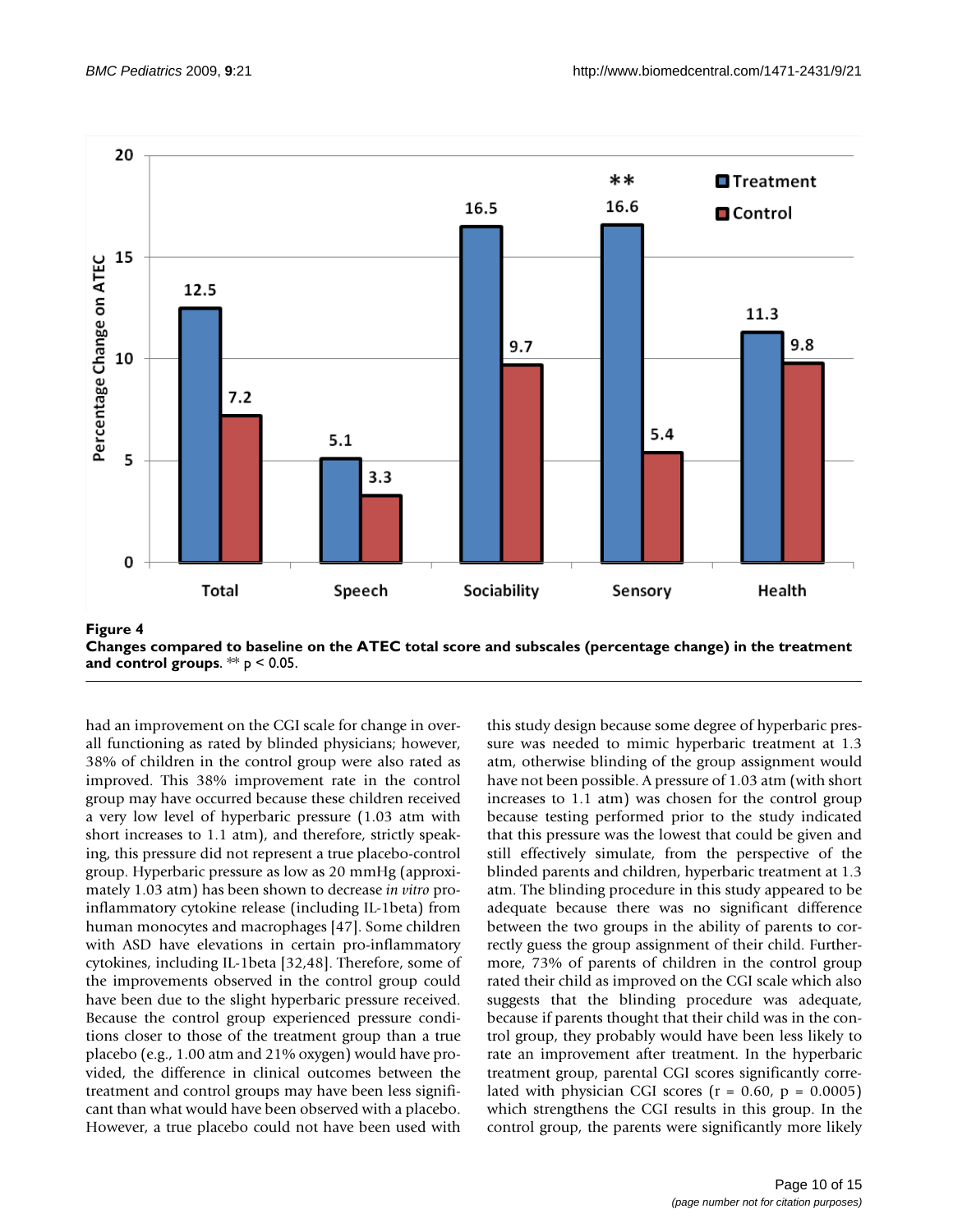**Figure 4**
**Changes compared to baseline on the ATEC total score and subscales (percentage change) in the treatment and control groups**. ** $p < 0.05$.

had an improvement on the CGI scale for change in overall functioning as rated by blinded physicians; however, 38% of children in the control group were also rated as improved. This 38% improvement rate in the control group may have occurred because these children received a very low level of hyperbaric pressure (1.03 atm with short increases to 1.1 atm), and therefore, strictly speaking, this pressure did not represent a true placebo-control group. Hyperbaric pressure as low as 20 mmHg (approximately 1.03 atm) has been shown to decrease *in vitro* pro-inflammatory cytokine release (including IL-1beta) from human monocytes and macrophages [47]. Some children with ASD have elevations in certain pro-inflammatory cytokines, including IL-1beta [32,48]. Therefore, some of the improvements observed in the control group could have been due to the slight hyperbaric pressure received. Because the control group experienced pressure conditions closer to those of the treatment group than a true placebo (e.g., 1.00 atm and 21% oxygen) would have provided, the difference in clinical outcomes between the treatment and control groups may have been less significant than what would have been observed with a placebo. However, a true placebo could not have been used with this study design because some degree of hyperbaric pressure was needed to mimic hyperbaric treatment at 1.3 atm, otherwise blinding of the group assignment would have not been possible. A pressure of 1.03 atm (with short increases to 1.1 atm) was chosen for the control group because testing performed prior to the study indicated that this pressure was the lowest that could be given and still effectively simulate, from the perspective of the blinded parents and children, hyperbaric treatment at 1.3 atm. The blinding procedure in this study appeared to be adequate because there was no significant difference between the two groups in the ability of parents to correctly guess the group assignment of their child. Furthermore, 73% of parents of children in the control group rated their child as improved on the CGI scale which also suggests that the blinding procedure was adequate, because if parents thought that their child was in the control group, they probably would have been less likely to rate an improvement after treatment. In the hyperbaric treatment group, parental CGI scores significantly correlated with physician CGI scores ($r = 0.60$, $p = 0.0005$) which strengthens the CGI results in this group. In the control group, the parents were significantly more likely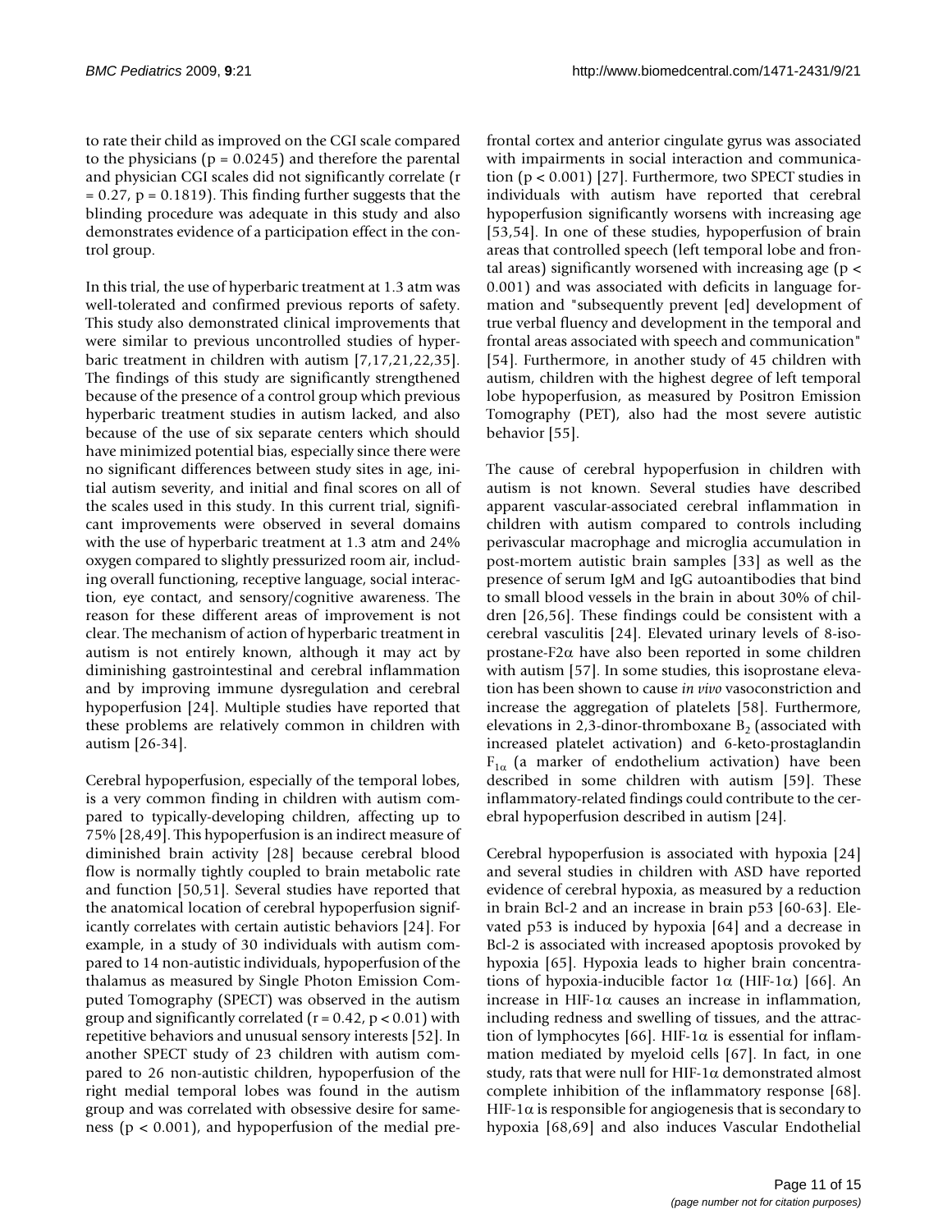to rate their child as improved on the CGI scale compared to the physicians ($p = 0.0245$) and therefore the parental and physician CGI scales did not significantly correlate ($r = 0.27$, $p = 0.1819$). This finding further suggests that the blinding procedure was adequate in this study and also demonstrates evidence of a participation effect in the control group.

In this trial, the use of hyperbaric treatment at 1.3 atm was well-tolerated and confirmed previous reports of safety. This study also demonstrated clinical improvements that were similar to previous uncontrolled studies of hyperbaric treatment in children with autism [7,17,21,22,35]. The findings of this study are significantly strengthened because of the presence of a control group which previous hyperbaric treatment studies in autism lacked, and also because of the use of six separate centers which should have minimized potential bias, especially since there were no significant differences between study sites in age, initial autism severity, and initial and final scores on all of the scales used in this study. In this current trial, significant improvements were observed in several domains with the use of hyperbaric treatment at 1.3 atm and 24% oxygen compared to slightly pressurized room air, including overall functioning, receptive language, social interaction, eye contact, and sensory/cognitive awareness. The reason for these different areas of improvement is not clear. The mechanism of action of hyperbaric treatment in autism is not entirely known, although it may act by diminishing gastrointestinal and cerebral inflammation and by improving immune dysregulation and cerebral hypoperfusion [24]. Multiple studies have reported that these problems are relatively common in children with autism [26-34].

Cerebral hypoperfusion, especially of the temporal lobes, is a very common finding in children with autism compared to typically-developing children, affecting up to 75% [28,49]. This hypoperfusion is an indirect measure of diminished brain activity [28] because cerebral blood flow is normally tightly coupled to brain metabolic rate and function [50,51]. Several studies have reported that the anatomical location of cerebral hypoperfusion significantly correlates with certain autistic behaviors [24]. For example, in a study of 30 individuals with autism compared to 14 non-autistic individuals, hypoperfusion of the thalamus as measured by Single Photon Emission Computed Tomography (SPECT) was observed in the autism group and significantly correlated ($r = 0.42$, $p < 0.01$) with repetitive behaviors and unusual sensory interests [52]. In another SPECT study of 23 children with autism compared to 26 non-autistic children, hypoperfusion of the right medial temporal lobes was found in the autism group and was correlated with obsessive desire for sameness ($p < 0.001$), and hypoperfusion of the medial prefrontal cortex and anterior cingulate gyrus was associated with impairments in social interaction and communication ($p < 0.001$) [27]. Furthermore, two SPECT studies in individuals with autism have reported that cerebral hypoperfusion significantly worsens with increasing age [53,54]. In one of these studies, hypoperfusion of brain areas that controlled speech (left temporal lobe and frontal areas) significantly worsened with increasing age ($p < 0.001$) and was associated with deficits in language formation and "subsequently prevent [ed] development of true verbal fluency and development in the temporal and frontal areas associated with speech and communication" [54]. Furthermore, in another study of 45 children with autism, children with the highest degree of left temporal lobe hypoperfusion, as measured by Positron Emission Tomography (PET), also had the most severe autistic behavior [55].

The cause of cerebral hypoperfusion in children with autism is not known. Several studies have described apparent vascular-associated cerebral inflammation in children with autism compared to controls including perivascular macrophage and microglia accumulation in post-mortem autistic brain samples [33] as well as the presence of serum IgM and IgG autoantibodies that bind to small blood vessels in the brain in about 30% of children [26,56]. These findings could be consistent with a cerebral vasculitis [24]. Elevated urinary levels of 8-isoprostane-F2$\alpha$ have also been reported in some children with autism [57]. In some studies, this isoprostane elevation has been shown to cause *in vivo* vasoconstriction and increase the aggregation of platelets [58]. Furthermore, elevations in 2,3-dinor-thromboxane $B_2$ (associated with increased platelet activation) and 6-keto-prostaglandin $F_{1\alpha}$ (a marker of endothelium activation) have been described in some children with autism [59]. These inflammatory-related findings could contribute to the cerebral hypoperfusion described in autism [24].

Cerebral hypoperfusion is associated with hypoxia [24] and several studies in children with ASD have reported evidence of cerebral hypoxia, as measured by a reduction in brain Bcl-2 and an increase in brain p53 [60-63]. Elevated p53 is induced by hypoxia [64] and a decrease in Bcl-2 is associated with increased apoptosis provoked by hypoxia [65]. Hypoxia leads to higher brain concentrations of hypoxia-inducible factor 1$\alpha$ (HIF-1$\alpha$) [66]. An increase in HIF-1$\alpha$ causes an increase in inflammation, including redness and swelling of tissues, and the attraction of lymphocytes [66]. HIF-1$\alpha$ is essential for inflammation mediated by myeloid cells [67]. In fact, in one study, rats that were null for HIF-1$\alpha$ demonstrated almost complete inhibition of the inflammatory response [68]. HIF-1$\alpha$ is responsible for angiogenesis that is secondary to hypoxia [68,69] and also induces Vascular Endothelial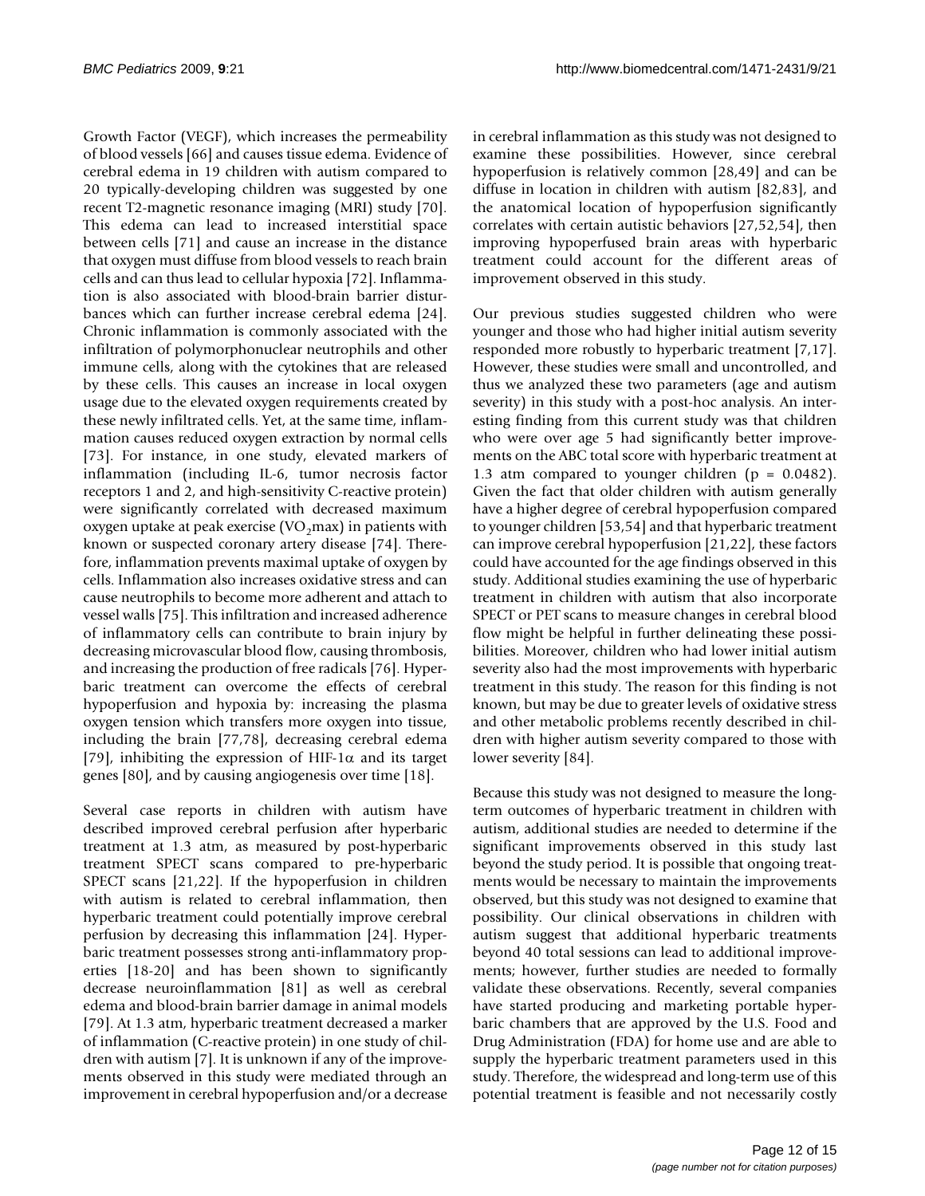Growth Factor (VEGF), which increases the permeability of blood vessels [66] and causes tissue edema. Evidence of cerebral edema in 19 children with autism compared to 20 typically-developing children was suggested by one recent T2-magnetic resonance imaging (MRI) study [70]. This edema can lead to increased interstitial space between cells [71] and cause an increase in the distance that oxygen must diffuse from blood vessels to reach brain cells and can thus lead to cellular hypoxia [72]. Inflammation is also associated with blood-brain barrier disturbances which can further increase cerebral edema [24]. Chronic inflammation is commonly associated with the infiltration of polymorphonuclear neutrophils and other immune cells, along with the cytokines that are released by these cells. This causes an increase in local oxygen usage due to the elevated oxygen requirements created by these newly infiltrated cells. Yet, at the same time, inflammation causes reduced oxygen extraction by normal cells [73]. For instance, in one study, elevated markers of inflammation (including IL-6, tumor necrosis factor receptors 1 and 2, and high-sensitivity C-reactive protein) were significantly correlated with decreased maximum oxygen uptake at peak exercise ($VO_2$max) in patients with known or suspected coronary artery disease [74]. Therefore, inflammation prevents maximal uptake of oxygen by cells. Inflammation also increases oxidative stress and can cause neutrophils to become more adherent and attach to vessel walls [75]. This infiltration and increased adherence of inflammatory cells can contribute to brain injury by decreasing microvascular blood flow, causing thrombosis, and increasing the production of free radicals [76]. Hyperbaric treatment can overcome the effects of cerebral hypoperfusion and hypoxia by: increasing the plasma oxygen tension which transfers more oxygen into tissue, including the brain [77,78], decreasing cerebral edema [79], inhibiting the expression of HIF-1$\alpha$ and its target genes [80], and by causing angiogenesis over time [18].

Several case reports in children with autism have described improved cerebral perfusion after hyperbaric treatment at 1.3 atm, as measured by post-hyperbaric treatment SPECT scans compared to pre-hyperbaric SPECT scans [21,22]. If the hypoperfusion in children with autism is related to cerebral inflammation, then hyperbaric treatment could potentially improve cerebral perfusion by decreasing this inflammation [24]. Hyperbaric treatment possesses strong anti-inflammatory properties [18-20] and has been shown to significantly decrease neuroinflammation [81] as well as cerebral edema and blood-brain barrier damage in animal models [79]. At 1.3 atm, hyperbaric treatment decreased a marker of inflammation (C-reactive protein) in one study of children with autism [7]. It is unknown if any of the improvements observed in this study were mediated through an improvement in cerebral hypoperfusion and/or a decrease in cerebral inflammation as this study was not designed to examine these possibilities. However, since cerebral hypoperfusion is relatively common [28,49] and can be diffuse in location in children with autism [82,83], and the anatomical location of hypoperfusion significantly correlates with certain autistic behaviors [27,52,54], then improving hypoperfused brain areas with hyperbaric treatment could account for the different areas of improvement observed in this study.

Our previous studies suggested children who were younger and those who had higher initial autism severity responded more robustly to hyperbaric treatment [7,17]. However, these studies were small and uncontrolled, and thus we analyzed these two parameters (age and autism severity) in this study with a post-hoc analysis. An interesting finding from this current study was that children who were over age 5 had significantly better improvements on the ABC total score with hyperbaric treatment at 1.3 atm compared to younger children ($p = 0.0482$). Given the fact that older children with autism generally have a higher degree of cerebral hypoperfusion compared to younger children [53,54] and that hyperbaric treatment can improve cerebral hypoperfusion [21,22], these factors could have accounted for the age findings observed in this study. Additional studies examining the use of hyperbaric treatment in children with autism that also incorporate SPECT or PET scans to measure changes in cerebral blood flow might be helpful in further delineating these possibilities. Moreover, children who had lower initial autism severity also had the most improvements with hyperbaric treatment in this study. The reason for this finding is not known, but may be due to greater levels of oxidative stress and other metabolic problems recently described in children with higher autism severity compared to those with lower severity [84].

Because this study was not designed to measure the long-term outcomes of hyperbaric treatment in children with autism, additional studies are needed to determine if the significant improvements observed in this study last beyond the study period. It is possible that ongoing treatments would be necessary to maintain the improvements observed, but this study was not designed to examine that possibility. Our clinical observations in children with autism suggest that additional hyperbaric treatments beyond 40 total sessions can lead to additional improvements; however, further studies are needed to formally validate these observations. Recently, several companies have started producing and marketing portable hyperbaric chambers that are approved by the U.S. Food and Drug Administration (FDA) for home use and are able to supply the hyperbaric treatment parameters used in this study. Therefore, the widespread and long-term use of this potential treatment is feasible and not necessarily costly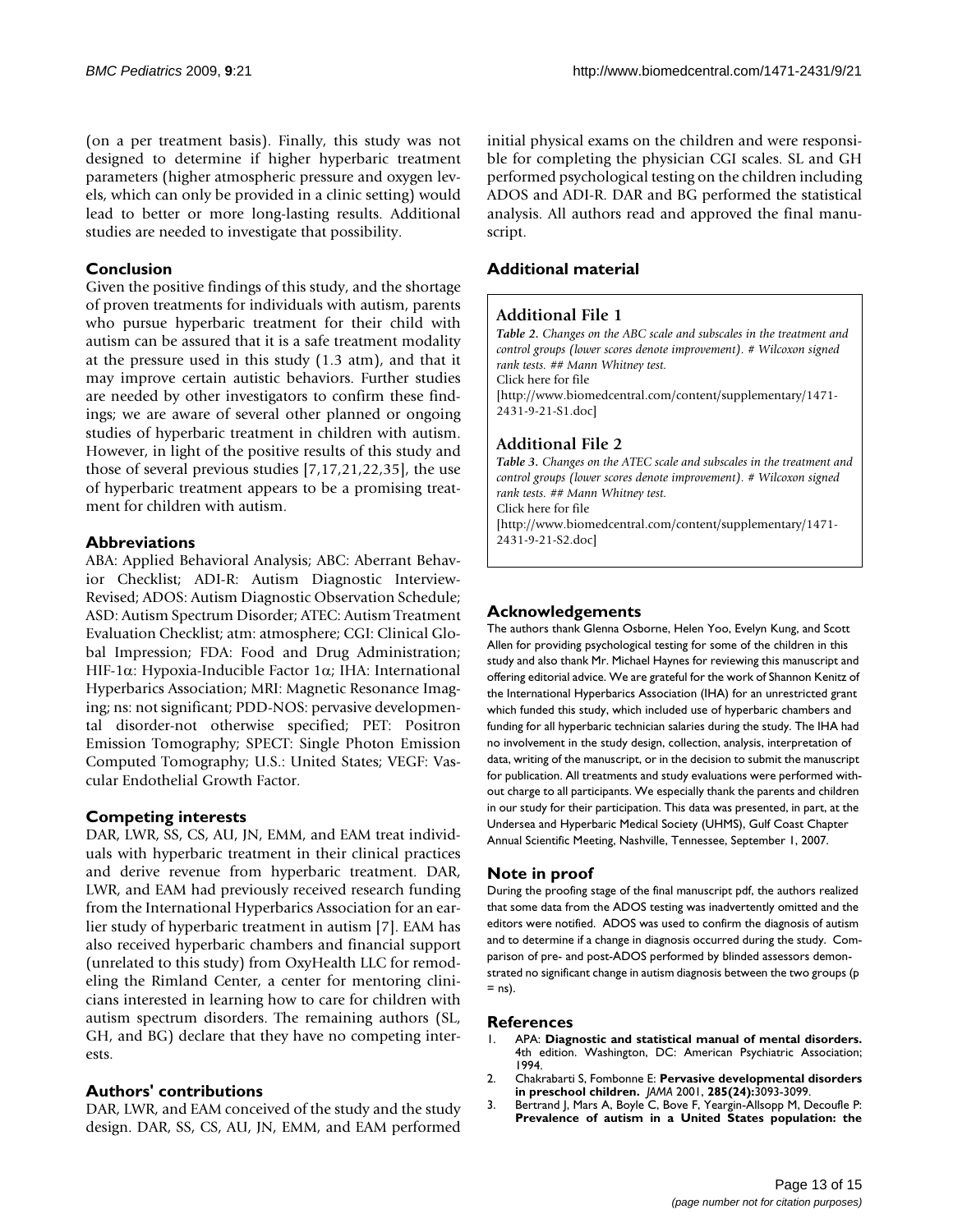(on a per treatment basis). Finally, this study was not designed to determine if higher hyperbaric treatment parameters (higher atmospheric pressure and oxygen levels, which can only be provided in a clinic setting) would lead to better or more long-lasting results. Additional studies are needed to investigate that possibility.

## Conclusion

Given the positive findings of this study, and the shortage of proven treatments for individuals with autism, parents who pursue hyperbaric treatment for their child with autism can be assured that it is a safe treatment modality at the pressure used in this study (1.3 atm), and that it may improve certain autistic behaviors. Further studies are needed by other investigators to confirm these findings; we are aware of several other planned or ongoing studies of hyperbaric treatment in children with autism. However, in light of the positive results of this study and those of several previous studies [7,17,21,22,35], the use of hyperbaric treatment appears to be a promising treatment for children with autism.

## Abbreviations

ABA: Applied Behavioral Analysis; ABC: Aberrant Behavior Checklist; ADI-R: Autism Diagnostic Interview-Revised; ADOS: Autism Diagnostic Observation Schedule; ASD: Autism Spectrum Disorder; ATEC: Autism Treatment Evaluation Checklist; atm: atmosphere; CGI: Clinical Global Impression; FDA: Food and Drug Administration; HIF-1$\alpha$: Hypoxia-Inducible Factor 1$\alpha$; IHA: International Hyperbarics Association; MRI: Magnetic Resonance Imaging; ns: not significant; PDD-NOS: pervasive developmental disorder-not otherwise specified; PET: Positron Emission Tomography; SPECT: Single Photon Emission Computed Tomography; U.S.: United States; VEGF: Vascular Endothelial Growth Factor.

## Competing interests

DAR, LWR, SS, CS, AU, JN, EMM, and EAM treat individuals with hyperbaric treatment in their clinical practices and derive revenue from hyperbaric treatment. DAR, LWR, and EAM had previously received research funding from the International Hyperbarics Association for an earlier study of hyperbaric treatment in autism [7]. EAM has also received hyperbaric chambers and financial support (unrelated to this study) from OxyHealth LLC for remodeling the Rimland Center, a center for mentoring clinicians interested in learning how to care for children with autism spectrum disorders. The remaining authors (SL, GH, and BG) declare that they have no competing interests.

## Authors' contributions

DAR, LWR, and EAM conceived of the study and the study design. DAR, SS, CS, AU, JN, EMM, and EAM performed initial physical exams on the children and were responsible for completing the physician CGI scales. SL and GH performed psychological testing on the children including ADOS and ADI-R. DAR and BG performed the statistical analysis. All authors read and approved the final manuscript.

## Additional material

### Additional File 1

*Table 2. Changes on the ABC scale and subscales in the treatment and control groups (lower scores denote improvement). # Wilcoxon signed rank tests. ## Mann Whitney test.*
Click here for file
[http://www.biomedcentral.com/content/supplementary/1471-2431-9-21-S1.doc]

### Additional File 2

*Table 3. Changes on the ATEC scale and subscales in the treatment and control groups (lower scores denote improvement). # Wilcoxon signed rank tests. ## Mann Whitney test.*
Click here for file
[http://www.biomedcentral.com/content/supplementary/1471-2431-9-21-S2.doc]

## Acknowledgements

The authors thank Glenna Osborne, Helen Yoo, Evelyn Kung, and Scott Allen for providing psychological testing for some of the children in this study and also thank Mr. Michael Haynes for reviewing this manuscript and offering editorial advice. We are grateful for the work of Shannon Kenitz of the International Hyperbarics Association (IHA) for an unrestricted grant which funded this study, which included use of hyperbaric chambers and funding for all hyperbaric technician salaries during the study. The IHA had no involvement in the study design, collection, analysis, interpretation of data, writing of the manuscript, or in the decision to submit the manuscript for publication. All treatments and study evaluations were performed without charge to all participants. We especially thank the parents and children in our study for their participation. This data was presented, in part, at the Undersea and Hyperbaric Medical Society (UHMS), Gulf Coast Chapter Annual Scientific Meeting, Nashville, Tennessee, September 1, 2007.

## Note in proof

During the proofing stage of the final manuscript pdf, the authors realized that some data from the ADOS testing was inadvertently omitted and the editors were notified. ADOS was used to confirm the diagnosis of autism and to determine if a change in diagnosis occurred during the study. Comparison of pre- and post-ADOS performed by blinded assessors demonstrated no significant change in autism diagnosis between the two groups (p = ns).

## References

1. APA: **Diagnostic and statistical manual of mental disorders.** 4th edition. Washington, DC: American Psychiatric Association; 1994.
2. Chakrabarti S, Fombonne E: **Pervasive developmental disorders in preschool children.** *JAMA* 2001, **285(24):**3093-3099.
3. Bertrand J, Mars A, Boyle C, Bove F, Yeargin-Allsopp M, Decoufle P: **Prevalence of autism in a United States population: the**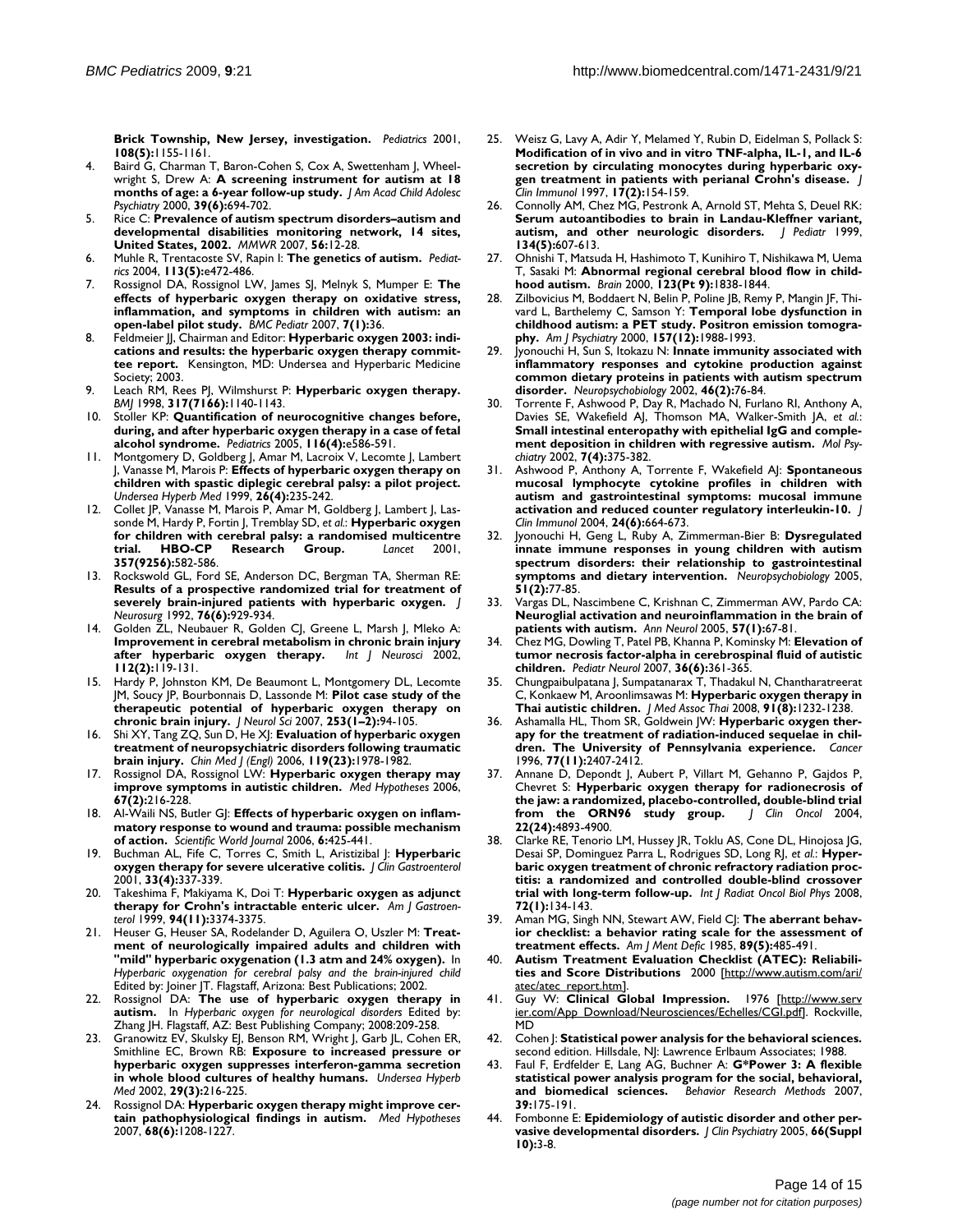**Brick Township, New Jersey, investigation.** *Pediatrics* 2001, **108(5):**1155-1161.

4. Baird G, Charman T, Baron-Cohen S, Cox A, Swettenham J, Wheelwright S, Drew A: **A screening instrument for autism at 18 months of age: a 6-year follow-up study.** *J Am Acad Child Adolesc Psychiatry* 2000, **39(6):**694-702.
5. Rice C: **Prevalence of autism spectrum disorders–autism and developmental disabilities monitoring network, 14 sites, United States, 2002.** *MMWR* 2007, **56:**12-28.
6. Muhle R, Trentacoste SV, Rapin I: **The genetics of autism.** *Pediatrics* 2004, **113(5):**e472-486.
7. Rossignol DA, Rossignol LW, James SJ, Melnyk S, Mumper E: **The effects of hyperbaric oxygen therapy on oxidative stress, inflammation, and symptoms in children with autism: an open-label pilot study.** *BMC Pediatr* 2007, **7(1):**36.
8. Feldmeier JJ, Chairman and Editor: **Hyperbaric oxygen 2003: indications and results: the hyperbaric oxygen therapy committee report.** Kensington, MD: Undersea and Hyperbaric Medicine Society; 2003.
9. Leach RM, Rees PJ, Wilmshurst P: **Hyperbaric oxygen therapy.** *BMJ* 1998, **317(7166):**1140-1143.
10. Stoller KP: **Quantification of neurocognitive changes before, during, and after hyperbaric oxygen therapy in a case of fetal alcohol syndrome.** *Pediatrics* 2005, **116(4):**e586-591.
11. Montgomery D, Goldberg J, Amar M, Lacroix V, Lecomte J, Lambert J, Vanasse M, Marois P: **Effects of hyperbaric oxygen therapy on children with spastic diplegic cerebral palsy: a pilot project.** *Undersea Hyperb Med* 1999, **26(4):**235-242.
12. Collet JP, Vanasse M, Marois P, Amar M, Goldberg J, Lambert J, Lassonde M, Hardy P, Fortin J, Tremblay SD, *et al.*: **Hyperbaric oxygen for children with cerebral palsy: a randomised multicentre trial. HBO-CP Research Group.** *Lancet* 2001, **357(9256):**582-586.
13. Rockswold GL, Ford SE, Anderson DC, Bergman TA, Sherman RE: **Results of a prospective randomized trial for treatment of severely brain-injured patients with hyperbaric oxygen.** *J Neurosurg* 1992, **76(6):**929-934.
14. Golden ZL, Neubauer R, Golden CJ, Greene L, Marsh J, Mleko A: **Improvement in cerebral metabolism in chronic brain injury after hyperbaric oxygen therapy.** *Int J Neurosci* 2002, **112(2):**119-131.
15. Hardy P, Johnston KM, De Beaumont L, Montgomery DL, Lecomte JM, Soucy JP, Bourbonnais D, Lassonde M: **Pilot case study of the therapeutic potential of hyperbaric oxygen therapy on chronic brain injury.** *J Neurol Sci* 2007, **253(1–2):**94-105.
16. Shi XY, Tang ZQ, Sun D, He XJ: **Evaluation of hyperbaric oxygen treatment of neuropsychiatric disorders following traumatic brain injury.** *Chin Med J (Engl)* 2006, **119(23):**1978-1982.
17. Rossignol DA, Rossignol LW: **Hyperbaric oxygen therapy may improve symptoms in autistic children.** *Med Hypotheses* 2006, **67(2):**216-228.
18. Al-Waili NS, Butler GJ: **Effects of hyperbaric oxygen on inflammatory response to wound and trauma: possible mechanism of action.** *Scientific World Journal* 2006, **6:**425-441.
19. Buchman AL, Fife C, Torres C, Smith L, Aristizibal J: **Hyperbaric oxygen therapy for severe ulcerative colitis.** *J Clin Gastroenterol* 2001, **33(4):**337-339.
20. Takeshima F, Makiyama K, Doi T: **Hyperbaric oxygen as adjunct therapy for Crohn's intractable enteric ulcer.** *Am J Gastroenterol* 1999, **94(11):**3374-3375.
21. Heuser G, Heuser SA, Rodelander D, Aguilera O, Uszler M: **Treatment of neurologically impaired adults and children with "mild" hyperbaric oxygenation (1.3 atm and 24% oxygen).** In *Hyperbaric oxygenation for cerebral palsy and the brain-injured child* Edited by: Joiner JT. Flagstaff, Arizona: Best Publications; 2002.
22. Rossignol DA: **The use of hyperbaric oxygen therapy in autism.** In *Hyperbaric oxygen for neurological disorders* Edited by: Zhang JH. Flagstaff, AZ: Best Publishing Company; 2008:209-258.
23. Granowitz EV, Skulsky EJ, Benson RM, Wright J, Garb JL, Cohen ER, Smithline EC, Brown RB: **Exposure to increased pressure or hyperbaric oxygen suppresses interferon-gamma secretion in whole blood cultures of healthy humans.** *Undersea Hyperb Med* 2002, **29(3):**216-225.
24. Rossignol DA: **Hyperbaric oxygen therapy might improve certain pathophysiological findings in autism.** *Med Hypotheses* 2007, **68(6):**1208-1227.
25. Weisz G, Lavy A, Adir Y, Melamed Y, Rubin D, Eidelman S, Pollack S: **Modification of in vivo and in vitro TNF-alpha, IL-1, and IL-6 secretion by circulating monocytes during hyperbaric oxygen treatment in patients with perianal Crohn's disease.** *J Clin Immunol* 1997, **17(2):**154-159.
26. Connolly AM, Chez MG, Pestronk A, Arnold ST, Mehta S, Deuel RK: **Serum autoantibodies to brain in Landau-Kleffner variant, autism, and other neurologic disorders.** *J Pediatr* 1999, **134(5):**607-613.
27. Ohnishi T, Matsuda H, Hashimoto T, Kunihiro T, Nishikawa M, Uema T, Sasaki M: **Abnormal regional cerebral blood flow in childhood autism.** *Brain* 2000, **123(Pt 9):**1838-1844.
28. Zilbovicius M, Boddaert N, Belin P, Poline JB, Remy P, Mangin JF, Thivard L, Barthelemy C, Samson Y: **Temporal lobe dysfunction in childhood autism: a PET study. Positron emission tomography.** *Am J Psychiatry* 2000, **157(12):**1988-1993.
29. Jyonouchi H, Sun S, Itokazu N: **Innate immunity associated with inflammatory responses and cytokine production against common dietary proteins in patients with autism spectrum disorder.** *Neuropsychobiology* 2002, **46(2):**76-84.
30. Torrente F, Ashwood P, Day R, Machado N, Furlano RI, Anthony A, Davies SE, Wakefield AJ, Thomson MA, Walker-Smith JA, *et al.*: **Small intestinal enteropathy with epithelial IgG and complement deposition in children with regressive autism.** *Mol Psychiatry* 2002, **7(4):**375-382.
31. Ashwood P, Anthony A, Torrente F, Wakefield AJ: **Spontaneous mucosal lymphocyte cytokine profiles in children with autism and gastrointestinal symptoms: mucosal immune activation and reduced counter regulatory interleukin-10.** *J Clin Immunol* 2004, **24(6):**664-673.
32. Jyonouchi H, Geng L, Ruby A, Zimmerman-Bier B: **Dysregulated innate immune responses in young children with autism spectrum disorders: their relationship to gastrointestinal symptoms and dietary intervention.** *Neuropsychobiology* 2005, **51(2):**77-85.
33. Vargas DL, Nascimbene C, Krishnan C, Zimmerman AW, Pardo CA: **Neuroglial activation and neuroinflammation in the brain of patients with autism.** *Ann Neurol* 2005, **57(1):**67-81.
34. Chez MG, Dowling T, Patel PB, Khanna P, Kominsky M: **Elevation of tumor necrosis factor-alpha in cerebrospinal fluid of autistic children.** *Pediatr Neurol* 2007, **36(6):**361-365.
35. Chungpaibulpatana J, Sumpatanarax T, Thadakul N, Chantharatreerat C, Konkaew M, Aroonlimsawas M: **Hyperbaric oxygen therapy in Thai autistic children.** *J Med Assoc Thai* 2008, **91(8):**1232-1238.
36. Ashamalla HL, Thom SR, Goldwein JW: **Hyperbaric oxygen therapy for the treatment of radiation-induced sequelae in children. The University of Pennsylvania experience.** *Cancer* 1996, **77(11):**2407-2412.
37. Annane D, Depondt J, Aubert P, Villart M, Gehanno P, Gajdos P, Chevret S: **Hyperbaric oxygen therapy for radionecrosis of the jaw: a randomized, placebo-controlled, double-blind trial from the ORN96 study group.** *J Clin Oncol* 2004, **22(24):**4893-4900.
38. Clarke RE, Tenorio LM, Hussey JR, Toklu AS, Cone DL, Hinojosa JG, Desai SP, Dominguez Parra L, Rodrigues SD, Long RJ, *et al.*: **Hyperbaric oxygen treatment of chronic refractory radiation proctitis: a randomized and controlled double-blind crossover trial with long-term follow-up.** *Int J Radiat Oncol Biol Phys* 2008, **72(1):**134-143.
39. Aman MG, Singh NN, Stewart AW, Field CJ: **The aberrant behavior checklist: a behavior rating scale for the assessment of treatment effects.** *Am J Ment Defic* 1985, **89(5):**485-491.
40. **Autism Treatment Evaluation Checklist (ATEC): Reliabilities and Score Distributions** 2000 [http://www.autism.com/ari/atec/atec_report.htm].
41. Guy W: **Clinical Global Impression.** 1976 [http://www.servier.com/App_Download/Neurosciences/Echelles/CGI.pdf]. Rockville, MD
42. Cohen J: **Statistical power analysis for the behavioral sciences.** second edition. Hillsdale, NJ: Lawrence Erlbaum Associates; 1988.
43. Faul F, Erdfelder E, Lang AG, Buchner A: **G*Power 3: A flexible statistical power analysis program for the social, behavioral, and biomedical sciences.** *Behavior Research Methods* 2007, **39:**175-191.
44. Fombonne E: **Epidemiology of autistic disorder and other pervasive developmental disorders.** *J Clin Psychiatry* 2005, **66(Suppl 10):**3-8.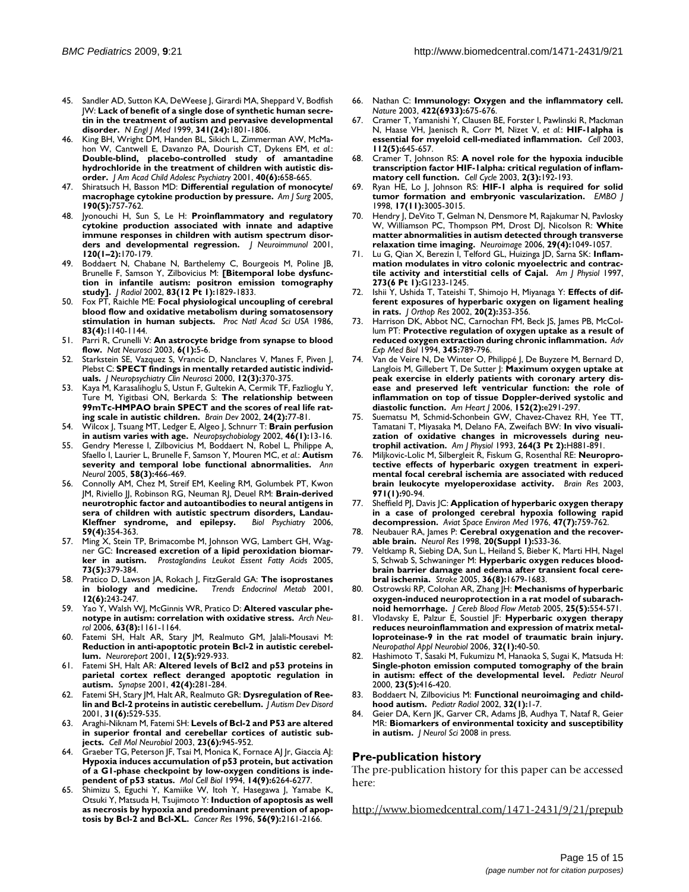45. Sandler AD, Sutton KA, DeWeese J, Girardi MA, Sheppard V, Bodfish JW: **Lack of benefit of a single dose of synthetic human secretin in the treatment of autism and pervasive developmental disorder.** *N Engl J Med* 1999, **341(24):**1801-1806.
46. King BH, Wright DM, Handen BL, Sikich L, Zimmerman AW, McMahon W, Cantwell E, Davanzo PA, Dourish CT, Dykens EM, *et al.*: **Double-blind, placebo-controlled study of amantadine hydrochloride in the treatment of children with autistic disorder.** *J Am Acad Child Adolesc Psychiatry* 2001, **40(6):**658-665.
47. Shiratsuch H, Basson MD: **Differential regulation of monocyte/macrophage cytokine production by pressure.** *Am J Surg* 2005, **190(5):**757-762.
48. Jyonouchi H, Sun S, Le H: **Proinflammatory and regulatory cytokine production associated with innate and adaptive immune responses in children with autism spectrum disorders and developmental regression.** *J Neuroimmunol* 2001, **120(1–2):**170-179.
49. Boddaert N, Chabane N, Barthelemy C, Bourgeois M, Poline JB, Brunelle F, Samson Y, Zilbovicius M: **[Bitemporal lobe dysfunction in infantile autism: positron emission tomography study].** *J Radiol* 2002, **83(12 Pt 1):**1829-1833.
50. Fox PT, Raichle ME: **Focal physiological uncoupling of cerebral blood flow and oxidative metabolism during somatosensory stimulation in human subjects.** *Proc Natl Acad Sci USA* 1986, **83(4):**1140-1144.
51. Parri R, Crunelli V: **An astrocyte bridge from synapse to blood flow.** *Nat Neurosci* 2003, **6(1):**5-6.
52. Starkstein SE, Vazquez S, Vrancic D, Nanclares V, Manes F, Piven J, Plebst C: **SPECT findings in mentally retarded autistic individuals.** *J Neuropsychiatry Clin Neurosci* 2000, **12(3):**370-375.
53. Kaya M, Karasalihoglu S, Ustun F, Gultekin A, Cermik TF, Fazlioglu Y, Ture M, Yigitbasi ON, Berkarda S: **The relationship between 99mTc-HMPAO brain SPECT and the scores of real life rating scale in autistic children.** *Brain Dev* 2002, **24(2):**77-81.
54. Wilcox J, Tsuang MT, Ledger E, Algeo J, Schnurr T: **Brain perfusion in autism varies with age.** *Neuropsychobiology* 2002, **46(1):**13-16.
55. Gendry Meresse I, Zilbovicius M, Boddaert N, Robel L, Philippe A, Sfaello I, Laurier L, Brunelle F, Samson Y, Mouren MC, *et al.*: **Autism severity and temporal lobe functional abnormalities.** *Ann Neurol* 2005, **58(3):**466-469.
56. Connolly AM, Chez M, Streif EM, Keeling RM, Golumbek PT, Kwon JM, Riviello JJ, Robinson RG, Neuman RJ, Deuel RM: **Brain-derived neurotrophic factor and autoantibodies to neural antigens in sera of children with autistic spectrum disorders, Landau-Kleffner syndrome, and epilepsy.** *Biol Psychiatry* 2006, **59(4):**354-363.
57. Ming X, Stein TP, Brimacombe M, Johnson WG, Lambert GH, Wagner GC: **Increased excretion of a lipid peroxidation biomarker in autism.** *Prostaglandins Leukot Essent Fatty Acids* 2005, **73(5):**379-384.
58. Pratico D, Lawson JA, Rokach J, FitzGerald GA: **The isoprostanes in biology and medicine.** *Trends Endocrinol Metab* 2001, **12(6):**243-247.
59. Yao Y, Walsh WJ, McGinnis WR, Pratico D: **Altered vascular phenotype in autism: correlation with oxidative stress.** *Arch Neurol* 2006, **63(8):**1161-1164.
60. Fatemi SH, Halt AR, Stary JM, Realmuto GM, Jalali-Mousavi M: **Reduction in anti-apoptotic protein Bcl-2 in autistic cerebellum.** *Neuroreport* 2001, **12(5):**929-933.
61. Fatemi SH, Halt AR: **Altered levels of Bcl2 and p53 proteins in parietal cortex reflect deranged apoptotic regulation in autism.** *Synapse* 2001, **42(4):**281-284.
62. Fatemi SH, Stary JM, Halt AR, Realmuto GR: **Dysregulation of Reelin and Bcl-2 proteins in autistic cerebellum.** *J Autism Dev Disord* 2001, **31(6):**529-535.
63. Araghi-Niknam M, Fatemi SH: **Levels of Bcl-2 and P53 are altered in superior frontal and cerebellar cortices of autistic subjects.** *Cell Mol Neurobiol* 2003, **23(6):**945-952.
64. Graeber TG, Peterson JF, Tsai M, Monica K, Fornace AJ Jr, Giaccia AJ: **Hypoxia induces accumulation of p53 protein, but activation of a G1-phase checkpoint by low-oxygen conditions is independent of p53 status.** *Mol Cell Biol* 1994, **14(9):**6264-6277.
65. Shimizu S, Eguchi Y, Kamiike W, Itoh Y, Hasegawa J, Yamabe K, Otsuki Y, Matsuda H, Tsujimoto Y: **Induction of apoptosis as well as necrosis by hypoxia and predominant prevention of apoptosis by Bcl-2 and Bcl-XL.** *Cancer Res* 1996, **56(9):**2161-2166.
66. Nathan C: **Immunology: Oxygen and the inflammatory cell.** *Nature* 2003, **422(6933):**675-676.
67. Cramer T, Yamanishi Y, Clausen BE, Forster I, Pawlinski R, Mackman N, Haase VH, Jaenisch R, Corr M, Nizet V, *et al.*: **HIF-1alpha is essential for myeloid cell-mediated inflammation.** *Cell* 2003, **112(5):**645-657.
68. Cramer T, Johnson RS: **A novel role for the hypoxia inducible transcription factor HIF-1alpha: critical regulation of inflammatory cell function.** *Cell Cycle* 2003, **2(3):**192-193.
69. Ryan HE, Lo J, Johnson RS: **HIF-1 alpha is required for solid tumor formation and embryonic vascularization.** *EMBO J* 1998, **17(11):**3005-3015.
70. Hendry J, DeVito T, Gelman N, Densmore M, Rajakumar N, Pavlosky W, Williamson PC, Thompson PM, Drost DJ, Nicolson R: **White matter abnormalities in autism detected through transverse relaxation time imaging.** *Neuroimage* 2006, **29(4):**1049-1057.
71. Lu G, Qian X, Berezin I, Telford GL, Huizinga JD, Sarna SK: **Inflammation modulates in vitro colonic myoelectric and contractile activity and interstitial cells of Cajal.** *Am J Physiol* 1997, **273(6 Pt 1):**G1233-1245.
72. Ishii Y, Ushida T, Tateishi T, Shimojo H, Miyanaga Y: **Effects of different exposures of hyperbaric oxygen on ligament healing in rats.** *J Orthop Res* 2002, **20(2):**353-356.
73. Harrison DK, Abbot NC, Carnochan FM, Beck JS, James PB, McCollum PT: **Protective regulation of oxygen uptake as a result of reduced oxygen extraction during chronic inflammation.** *Adv Exp Med Biol* 1994, **345:**789-796.
74. Van de Veire N, De Winter O, Philippé J, De Buyzere M, Bernard D, Langlois M, Gillebert T, De Sutter J: **Maximum oxygen uptake at peak exercise in elderly patients with coronary artery disease and preserved left ventricular function: the role of inflammation on top of tissue Doppler-derived systolic and diastolic function.** *Am Heart J* 2006, **152(2):**e291-297.
75. Suematsu M, Schmid-Schonbein GW, Chavez-Chavez RH, Yee TT, Tamatani T, Miyasaka M, Delano FA, Zweifach BW: **In vivo visualization of oxidative changes in microvessels during neutrophil activation.** *Am J Physiol* 1993, **264(3 Pt 2):**H881-891.
76. Miljkovic-Lolic M, Silbergleit R, Fiskum G, Rosenthal RE: **Neuroprotective effects of hyperbaric oxygen treatment in experimental focal cerebral ischemia are associated with reduced brain leukocyte myeloperoxidase activity.** *Brain Res* 2003, **971(1):**90-94.
77. Sheffield PJ, Davis JC: **Application of hyperbaric oxygen therapy in a case of prolonged cerebral hypoxia following rapid decompression.** *Aviat Space Environ Med* 1976, **47(7):**759-762.
78. Neubauer RA, James P: **Cerebral oxygenation and the recoverable brain.** *Neurol Res* 1998, **20(Suppl 1):**S33-36.
79. Veltkamp R, Siebing DA, Sun L, Heiland S, Bieber K, Marti HH, Nagel S, Schwab S, Schwaninger M: **Hyperbaric oxygen reduces blood-brain barrier damage and edema after transient focal cerebral ischemia.** *Stroke* 2005, **36(8):**1679-1683.
80. Ostrowski RP, Colohan AR, Zhang JH: **Mechanisms of hyperbaric oxygen-induced neuroprotection in a rat model of subarachnoid hemorrhage.** *J Cereb Blood Flow Metab* 2005, **25(5):**554-571.
81. Vlodavsky E, Palzur E, Soustiel JF: **Hyperbaric oxygen therapy reduces neuroinflammation and expression of matrix metalloproteinase-9 in the rat model of traumatic brain injury.** *Neuropathol Appl Neurobiol* 2006, **32(1):**40-50.
82. Hashimoto T, Sasaki M, Fukumizu M, Hanaoka S, Sugai K, Matsuda H: **Single-photon emission computed tomography of the brain in autism: effect of the developmental level.** *Pediatr Neurol* 2000, **23(5):**416-420.
83. Boddaert N, Zilbovicius M: **Functional neuroimaging and childhood autism.** *Pediatr Radiol* 2002, **32(1):**1-7.
84. Geier DA, Kern JK, Garver CR, Adams JB, Audhya T, Nataf R, Geier MR: **Biomarkers of environmental toxicity and susceptibility in autism.** *J Neurol Sci* 2008 in press.

## Pre-publication history

The pre-publication history for this paper can be accessed here:

http://www.biomedcentral.com/1471-2431/9/21/prepub